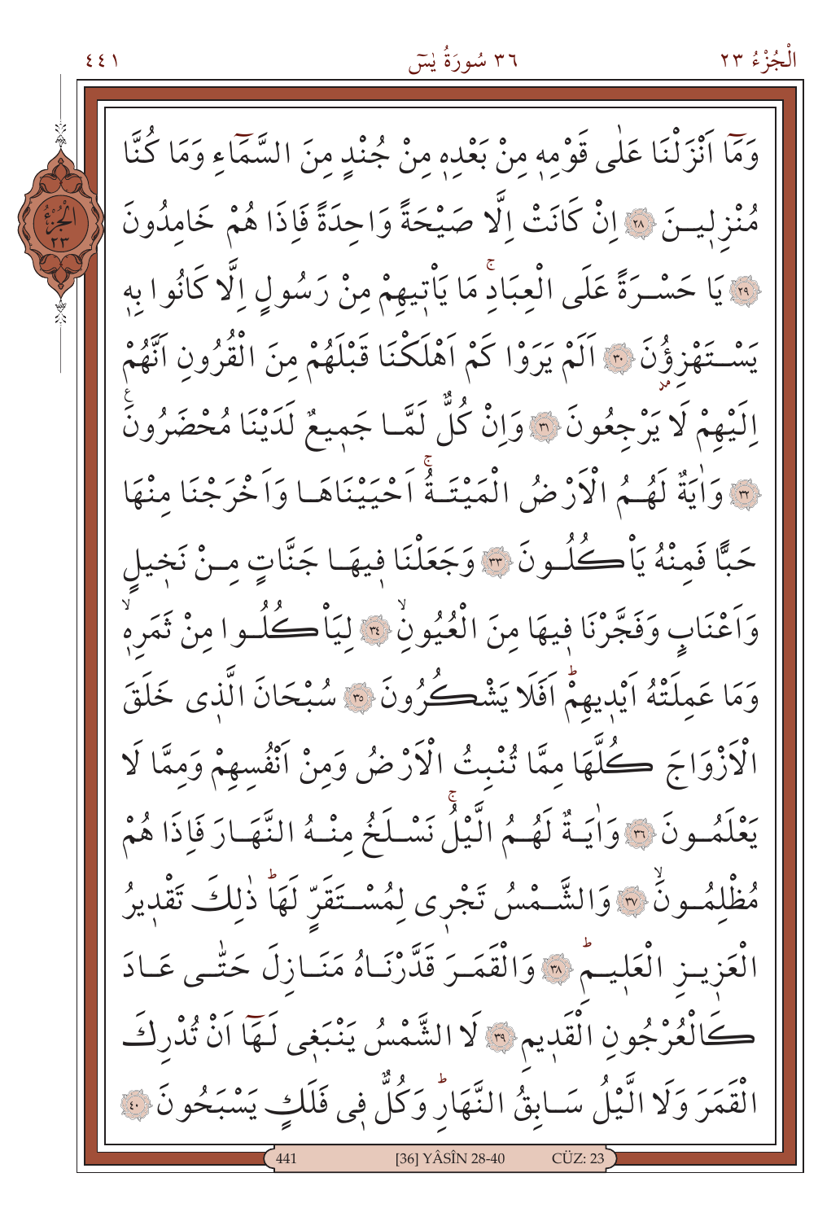وَمَٓا اَنْزَلْنَا عَلٰى قَوْمِه۪ مِنْ بَعْدِه۪ مِنْ جُنْدٍ مِنَ السَّمَٓاءِ وَمَا كُنَّا مُنْزِل۪ينَ ﴿٢٨﴾ اِنْ كَانَتْ اِلَّا صَيْحَةً وَاحِدَةً فَاِذَا هُمْ خَامِدُونَ ﴿٢٩﴾ يَا حَسْرَةً عَلَى الْعِبَادِۚ مَا يَأْت۪يهِمْ مِنْ رَسُولٍ اِلَّا كَانُوا بِه۪ يَسْتَهْزِؤُ۫نَ ﴿٣٠﴾ اَلَمْ يَرَوْا كَمْ اَهْلَكْنَا قَبْلَهُمْ مِنَ الْقُرُونِ اَنَّهُمْ اِلَيْهِمْ لَا يَرْجِعُونَ ﴿٣١﴾ وَاِنْ كُلٌّ لَمَّا جَم۪يعٌ لَدَيْنَا مُحْضَرُونَ ﴿٣٢﴾ وَاٰيَةٌ لَهُمُ الْاَرْضُ الْمَيْتَةُۚ اَحْيَيْنَاهَا وَاَخْرَجْنَا مِنْهَا حَبًّا فَمِنْهُ يَأْكُلُونَ ﴿٣٣﴾ وَجَعَلْنَا ف۪يهَا جَنَّاتٍ مِنْ نَخ۪يلٍ وَاَعْنَابٍ وَفَجَّرْنَا ف۪يهَا مِنَ الْعُيُونِۙ ﴿٣٤﴾ لِيَأْكُلُوا مِنْ ثَمَرِه۪ۙ وَمَا عَمِلَتْهُ اَيْد۪يهِمْۜ اَفَلَا يَشْكُرُونَ ﴿٣٥﴾ سُبْحَانَ الَّذ۪ي خَلَقَ الْاَزْوَاجَ كُلَّهَا مِمَّا تُنْبِتُ الْاَرْضُ وَمِنْ اَنْفُسِهِمْ وَمِمَّا لَا يَعْلَمُونَ ﴿٣٦﴾ وَاٰيَةٌ لَهُمُ الَّيْلُۚ نَسْلَخُ مِنْهُ النَّهَارَ فَاِذَا هُمْ مُظْلِمُونَۙ ﴿٣٧﴾ وَالشَّمْسُ تَجْر۪ي لِمُسْتَقَرٍّ لَهَاۜ ذٰلِكَ تَقْد۪يرُ الْعَز۪يزِ الْعَل۪يمِۜ ﴿٣٨﴾ وَالْقَمَرَ قَدَّرْنَاهُ مَنَازِلَ حَتّٰى عَادَ كَالْعُرْجُونِ الْقَد۪يمِ ﴿٣٩﴾ لَا الشَّمْسُ يَنْبَغ۪ي لَهَٓا اَنْ تُدْرِكَ الْقَمَرَ وَلَا الَّيْلُ سَابِقُ النَّهَارِۜ وَكُلٌّ ف۪ي فَلَكٍ يَسْبَحُونَ ﴿٤٠﴾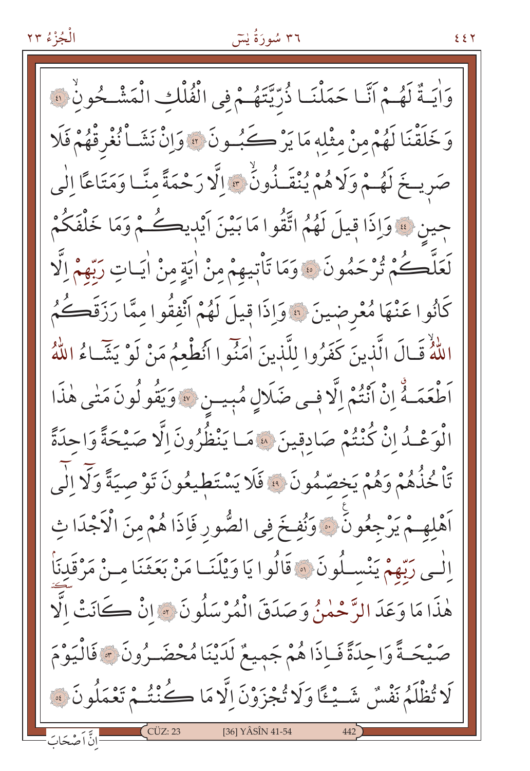وَاٰيَةٌ لَهُمْ اَنَّا حَمَلْنَا ذُرِّيَّتَهُمْ فِى الْفُلْكِ الْمَشْحُونِۙ ﴿٤١﴾ وَخَلَقْنَا لَهُمْ مِنْ مِثْلِه۪ مَا يَرْكَبُونَ ﴿٤٢﴾ وَاِنْ نَشَأْ نُغْرِقْهُمْ فَلَا صَر۪يخَ لَهُمْ وَلَا هُمْ يُنْقَذُونَۙ ﴿٤٣﴾ اِلَّا رَحْمَةً مِنَّا وَمَتَاعًا اِلٰى ح۪ينٍ ﴿٤٤﴾ وَاِذَا ق۪يلَ لَهُمُ اتَّقُوا مَا بَيْنَ اَيْد۪يكُمْ وَمَا خَلْفَكُمْ لَعَلَّكُمْ تُرْحَمُونَ ﴿٤٥﴾ وَمَا تَأْت۪يهِمْ مِنْ اٰيَةٍ مِنْ اٰيَاتِ رَبِّهِمْ اِلَّا كَانُوا عَنْهَا مُعْرِض۪ينَ ﴿٤٦﴾ وَاِذَا ق۪يلَ لَهُمْ اَنْفِقُوا مِمَّا رَزَقَكُمُ اللّٰهُۙ قَالَ الَّذ۪ينَ كَفَرُوا لِلَّذ۪ينَ اٰمَنُوا اَنُطْعِمُ مَنْ لَوْ يَشَٓاءُ اللّٰهُ اَطْعَمَهُۗ اِنْ اَنْتُمْ اِلَّا ف۪ى ضَلَالٍ مُب۪ينٍ ﴿٤٧﴾ وَيَقُولُونَ مَتٰى هٰذَا الْوَعْدُ اِنْ كُنْتُمْ صَادِق۪ينَ ﴿٤٨﴾ مَا يَنْظُرُونَ اِلَّا صَيْحَةً وَاحِدَةً تَأْخُذُهُمْ وَهُمْ يَخِصِّمُونَ ﴿٤٩﴾ فَلَا يَسْتَط۪يعُونَ تَوْصِيَةً وَلَٓا اِلٰٓى اَهْلِهِمْ يَرْجِعُونَ ﴿٥٠﴾ وَنُفِخَ فِى الصُّورِ فَاِذَا هُمْ مِنَ الْاَجْدَاثِ اِلٰى رَبِّهِمْ يَنْسِلُونَ ﴿٥١﴾ قَالُوا يَا وَيْلَنَا مَنْ بَعَثَنَا مِنْ مَرْقَدِنَاۜ هٰذَا مَا وَعَدَ الرَّحْمٰنُ وَصَدَقَ الْمُرْسَلُونَ ﴿٥٢﴾ اِنْ كَانَتْ اِلَّا صَيْحَةً وَاحِدَةً فَاِذَا هُمْ جَم۪يعٌ لَدَيْنَا مُحْضَرُونَ ﴿٥٣﴾ فَالْيَوْمَ لَا تُظْلَمُ نَفْسٌ شَيْـًٔا وَلَا تُجْزَوْنَ اِلَّا مَا كُنْتُمْ تَعْمَلُونَ ﴿٥٤﴾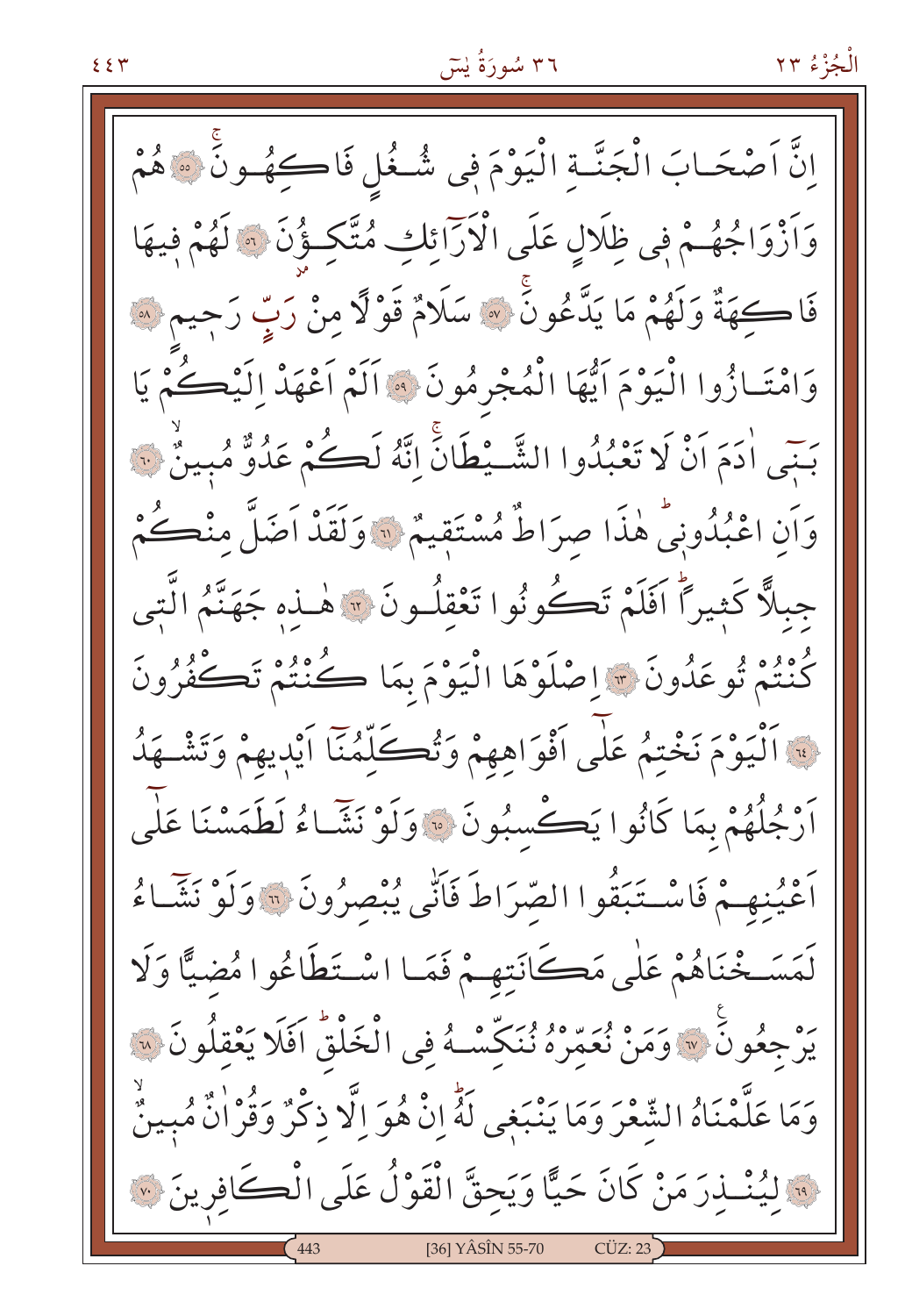اِنَّ اَصْحَابَ الْجَنَّةِ الْيَوْمَ فٖى شُغُلٍ فَاكِهُونَۚ ﴿٥٥﴾ هُمْ وَاَزْوَاجُهُمْ فٖى ظِلَالٍ عَلَى الْاَرَٓائِكِ مُتَّكِؤُ۫نَ ﴿٥٦﴾ لَهُمْ فٖيهَا فَاكِهَةٌ وَلَهُمْ مَا يَدَّعُونَۚ ﴿٥٧﴾ سَلَامٌ قَوْلًا مِنْ رَبٍّ رَحٖيمٍ ﴿٥٨﴾ وَامْتَازُوا الْيَوْمَ اَيُّهَا الْمُجْرِمُونَ ﴿٥٩﴾ اَلَمْ اَعْهَدْ اِلَيْكُمْ يَا بَنٖٓى اٰدَمَ اَنْ لَا تَعْبُدُوا الشَّيْطَانَۚ اِنَّهُ لَكُمْ عَدُوٌّ مُبٖينٌۙ ﴿٦٠﴾ وَاَنِ اعْبُدُونٖىۜ هٰذَا صِرَاطٌ مُسْتَقٖيمٌ ﴿٦١﴾ وَلَقَدْ اَضَلَّ مِنْكُمْ جِبِلًّا كَثٖيرًاۜ اَفَلَمْ تَكُونُوا تَعْقِلُونَ ﴿٦٢﴾ هٰذِهٖ جَهَنَّمُ الَّتٖى كُنْتُمْ تُوعَدُونَ ﴿٦٣﴾ اِصْلَوْهَا الْيَوْمَ بِمَا كُنْتُمْ تَكْفُرُونَ ﴿٦٤﴾ اَلْيَوْمَ نَخْتِمُ عَلٰٓى اَفْوَاهِهِمْ وَتُكَلِّمُنَٓا اَيْدٖيهِمْ وَتَشْهَدُ اَرْجُلُهُمْ بِمَا كَانُوا يَكْسِبُونَ ﴿٦٥﴾ وَلَوْ نَشَٓاءُ لَطَمَسْنَا عَلٰٓى اَعْيُنِهِمْ فَاسْتَبَقُوا الصِّرَاطَ فَاَنّٰى يُبْصِرُونَ ﴿٦٦﴾ وَلَوْ نَشَٓاءُ لَمَسَخْنَاهُمْ عَلٰى مَكَانَتِهِمْ فَمَا اسْتَطَاعُوا مُضِيًّا وَلَا يَرْجِعُونَۚ ﴿٦٧﴾ وَمَنْ نُعَمِّرْهُ نُنَكِّسْهُ فِى الْخَلْقِۜ اَفَلَا يَعْقِلُونَ ﴿٦٨﴾ وَمَا عَلَّمْنَاهُ الشِّعْرَ وَمَا يَنْبَغٖى لَهُۜ اِنْ هُوَ اِلَّا ذِكْرٌ وَقُرْاٰنٌ مُبٖينٌۙ ﴿٦٩﴾ لِيُنْذِرَ مَنْ كَانَ حَيًّا وَيَحِقَّ الْقَوْلُ عَلَى الْكَافِرٖينَ ﴿٧٠﴾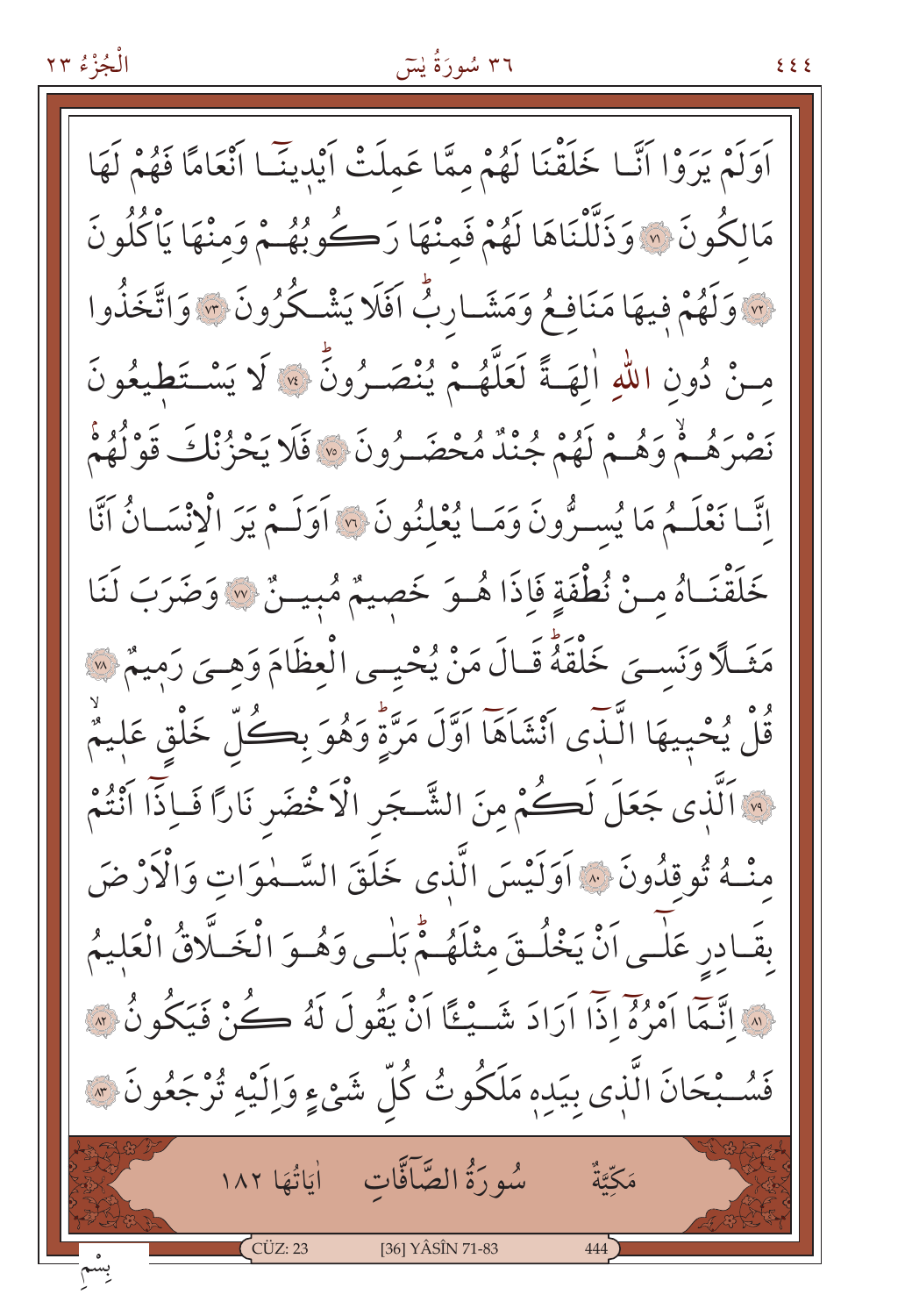اَوَلَمْ يَرَوْا اَنَّا خَلَقْنَا لَهُمْ مِمَّا عَمِلَتْ اَيْدٖينَٓا اَنْعَامًا فَهُمْ لَهَا مَالِكُونَ ﴿٧١﴾ وَذَلَّلْنَاهَا لَهُمْ فَمِنْهَا رَكُوبُهُمْ وَمِنْهَا يَاْكُلُونَ ﴿٧٢﴾ وَلَهُمْ فٖيهَا مَنَافِعُ وَمَشَارِبُۜ اَفَلَا يَشْكُرُونَ ﴿٧٣﴾ وَاتَّخَذُوا مِنْ دُونِ اللّٰهِ اٰلِهَةً لَعَلَّهُمْ يُنْصَرُونَۜ ﴿٧٤﴾ لَا يَسْتَطٖيعُونَ نَصْرَهُمْۙ وَهُمْ لَهُمْ جُنْدٌ مُحْضَرُونَ ﴿٧٥﴾ فَلَا يَحْزُنْكَ قَوْلُهُمْۢ اِنَّا نَعْلَمُ مَا يُسِرُّونَ وَمَا يُعْلِنُونَ ﴿٧٦﴾ اَوَلَمْ يَرَ الْاِنْسَانُ اَنَّا خَلَقْنَاهُ مِنْ نُطْفَةٍ فَاِذَا هُوَ خَصٖيمٌ مُبٖينٌ ﴿٧٧﴾ وَضَرَبَ لَنَا مَثَلًا وَنَسِيَ خَلْقَهُۜ قَالَ مَنْ يُحْيِ الْعِظَامَ وَهِيَ رَمٖيمٌ ﴿٧٨﴾ قُلْ يُحْيٖيهَا الَّذٖٓى اَنْشَاَهَٓا اَوَّلَ مَرَّةٍۜ وَهُوَ بِكُلِّ خَلْقٍ عَلٖيمٌۙ ﴿٧٩﴾ اَلَّذٖى جَعَلَ لَكُمْ مِنَ الشَّجَرِ الْاَخْضَرِ نَارًا فَاِذَٓا اَنْتُمْ مِنْهُ تُوقِدُونَ ﴿٨٠﴾ اَوَلَيْسَ الَّذٖى خَلَقَ السَّمٰوَاتِ وَالْاَرْضَ بِقَادِرٍ عَلٰٓى اَنْ يَخْلُقَ مِثْلَهُمْۜ بَلٰى وَهُوَ الْخَلَّاقُ الْعَلٖيمُ ﴿٨١﴾ اِنَّمَٓا اَمْرُهُٓ اِذَٓا اَرَادَ شَيْـًٔا اَنْ يَقُولَ لَهُ كُنْ فَيَكُونُ ﴿٨٢﴾ فَسُبْحَانَ الَّذٖى بِيَدِهٖ مَلَكُوتُ كُلِّ شَيْءٍ وَاِلَيْهِ تُرْجَعُونَ ﴿٨٣﴾

## مَكِّيَّةٌ — سُورَةُ الصَّٓافَّاتِ — اٰيَاتُهَا ١٨٢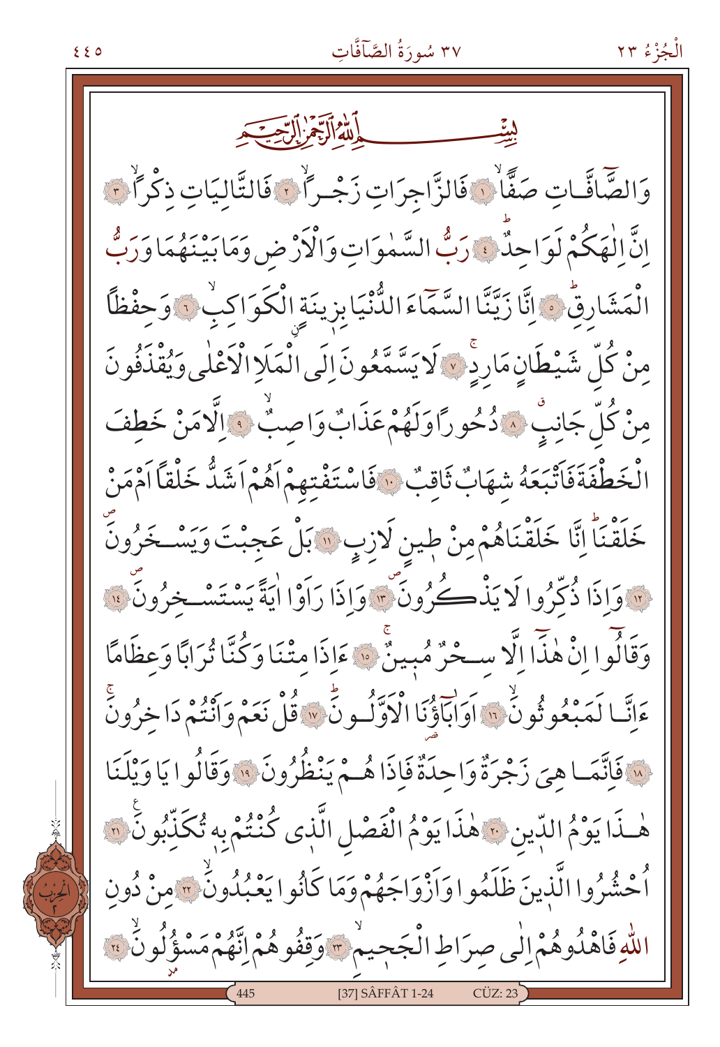بِسْمِ اللّٰهِ الرَّحْمٰنِ الرَّحِيمِ

وَالصَّٓافَّاتِ صَفًّاۙ ﴿١﴾ فَالزَّاجِرَاتِ زَجْراًۙ ﴿٢﴾ فَالتَّالِيَاتِ ذِكْراًۙ ﴿٣﴾ اِنَّ اِلٰهَكُمْ لَوَاحِدٌۜ ﴿٤﴾ رَبُّ السَّمٰوَاتِ وَالْاَرْضِ وَمَا بَيْنَهُمَا وَرَبُّ الْمَشَارِقِۜ ﴿٥﴾ اِنَّا زَيَّنَّا السَّمَٓاءَ الدُّنْيَا بِزِينَةٍۨ الْكَوَاكِبِۙ ﴿٦﴾ وَحِفْظاً مِنْ كُلِّ شَيْطَانٍ مَارِدٍۚ ﴿٧﴾ لَا يَسَّمَّعُونَ اِلَى الْمَلَاِ الْاَعْلٰى وَيُقْذَفُونَ مِنْ كُلِّ جَانِبٍۗ ﴿٨﴾ دُحُوراً وَلَهُمْ عَذَابٌ وَاصِبٌۙ ﴿٩﴾ اِلَّا مَنْ خَطِفَ الْخَطْفَةَ فَاَتْبَعَهُ شِهَابٌ ثَاقِبٌ ﴿١٠﴾ فَاسْتَفْتِهِمْ اَهُمْ اَشَدُّ خَلْقاً اَمْ مَنْ خَلَقْنَاۜ اِنَّا خَلَقْنَاهُمْ مِنْ طِينٍ لَازِبٍ ﴿١١﴾ بَلْ عَجِبْتَ وَيَسْخَرُونَۖ ﴿١٢﴾ وَاِذَا ذُكِّرُوا لَا يَذْكُرُونَۖ ﴿١٣﴾ وَاِذَا رَاَوْا اٰيَةً يَسْتَسْخِرُونَۖ ﴿١٤﴾ وَقَالُٓوا اِنْ هٰذَٓا اِلَّا سِحْرٌ مُبِينٌۚ ﴿١٥﴾ ءَاِذَا مِتْنَا وَكُنَّا تُرَاباً وَعِظَاماً ءَاِنَّا لَمَبْعُوثُونَۙ ﴿١٦﴾ اَوَاٰبَٓاؤُ۬نَا الْاَوَّلُونَۜ ﴿١٧﴾ قُلْ نَعَمْ وَاَنْتُمْ دَاخِرُونَۚ ﴿١٨﴾ فَاِنَّمَا هِيَ زَجْرَةٌ وَاحِدَةٌ فَاِذَا هُمْ يَنْظُرُونَ ﴿١٩﴾ وَقَالُوا يَا وَيْلَنَا هٰذَا يَوْمُ الدِّينِ ﴿٢٠﴾ هٰذَا يَوْمُ الْفَصْلِ الَّذ۪ي كُنْتُمْ بِه۪ تُكَذِّبُونَ۟ ﴿٢١﴾ اُحْشُرُوا الَّذِينَ ظَلَمُوا وَاَزْوَاجَهُمْ وَمَا كَانُوا يَعْبُدُونَۙ ﴿٢٢﴾ مِنْ دُونِ اللّٰهِ فَاهْدُوهُمْ اِلٰى صِرَاطِ الْجَح۪يمِۙ ﴿٢٣﴾ وَقِفُوهُمْ اِنَّهُمْ مَسْؤُ۫لُونَۙ ﴿٢٤﴾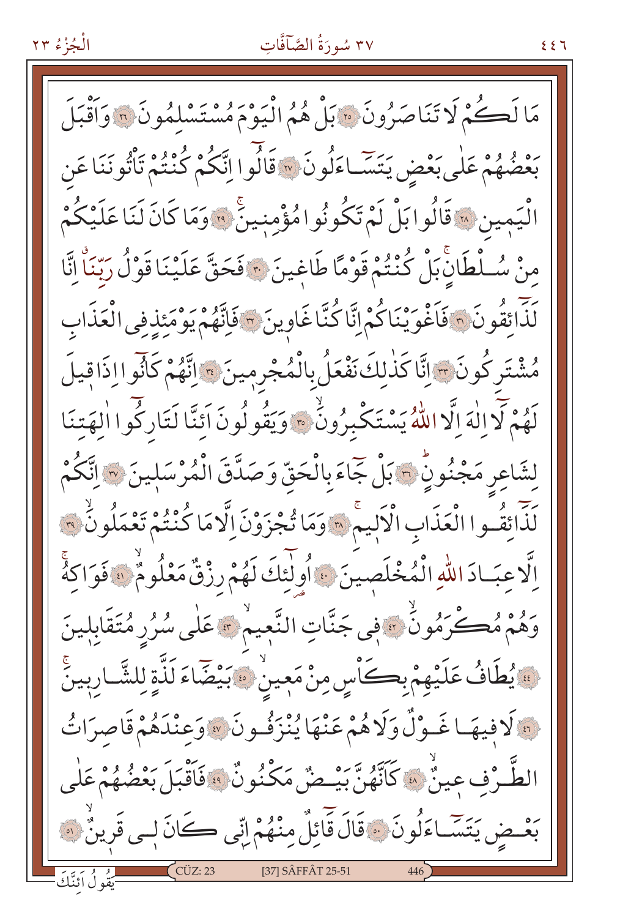مَا لَكُمْ لَا تَنَاصَرُونَ ﴿٢٥﴾ بَلْ هُمُ الْيَوْمَ مُسْتَسْلِمُونَ ﴿٢٦﴾ وَاَقْبَلَ بَعْضُهُمْ عَلٰى بَعْضٍ يَتَسَاءَلُونَ ﴿٢٧﴾ قَالُوا اِنَّكُمْ كُنْتُمْ تَأْتُونَنَا عَنِ الْيَمِينِ ﴿٢٨﴾ قَالُوا بَلْ لَمْ تَكُونُوا مُؤْمِنِينَۚ ﴿٢٩﴾ وَمَا كَانَ لَنَا عَلَيْكُمْ مِنْ سُلْطَانٍۚ بَلْ كُنْتُمْ قَوْمًا طَاغِينَ ﴿٣٠﴾ فَحَقَّ عَلَيْنَا قَوْلُ رَبِّنَاۗ اِنَّا لَذَائِقُونَ ﴿٣١﴾ فَاَغْوَيْنَاكُمْ اِنَّا كُنَّا غَاوِينَ ﴿٣٢﴾ فَاِنَّهُمْ يَوْمَئِذٍ فِي الْعَذَابِ مُشْتَرِكُونَ ﴿٣٣﴾ اِنَّا كَذٰلِكَ نَفْعَلُ بِالْمُجْرِمِينَ ﴿٣٤﴾ اِنَّهُمْ كَانُوا اِذَا قِيلَ لَهُمْ لَا اِلٰهَ اِلَّا اللّٰهُ يَسْتَكْبِرُونَۙ ﴿٣٥﴾ وَيَقُولُونَ اَئِنَّا لَتَارِكُوا اٰلِهَتِنَا لِشَاعِرٍ مَجْنُونٍۜ ﴿٣٦﴾ بَلْ جَاءَ بِالْحَقِّ وَصَدَّقَ الْمُرْسَلِينَ ﴿٣٧﴾ اِنَّكُمْ لَذَائِقُوا الْعَذَابِ الْاَلِيمِۚ ﴿٣٨﴾ وَمَا تُجْزَوْنَ اِلَّا مَا كُنْتُمْ تَعْمَلُونَۙ ﴿٣٩﴾ اِلَّا عِبَادَ اللّٰهِ الْمُخْلَصِينَ ﴿٤٠﴾ اُولٰٓئِكَ لَهُمْ رِزْقٌ مَعْلُومٌۙ ﴿٤١﴾ فَوَاكِهُۚ وَهُمْ مُكْرَمُونَۙ ﴿٤٢﴾ فِي جَنَّاتِ النَّعِيمِۙ ﴿٤٣﴾ عَلٰى سُرُرٍ مُتَقَابِلِينَ ﴿٤٤﴾ يُطَافُ عَلَيْهِمْ بِكَاْسٍ مِنْ مَعِينٍۙ ﴿٤٥﴾ بَيْضَاءَ لَذَّةٍ لِلشَّارِبِينَۚ ﴿٤٦﴾ لَا فِيهَا غَوْلٌ وَلَا هُمْ عَنْهَا يُنْزَفُونَ ﴿٤٧﴾ وَعِنْدَهُمْ قَاصِرَاتُ الطَّرْفِ عِينٌۙ ﴿٤٨﴾ كَاَنَّهُنَّ بَيْضٌ مَكْنُونٌ ﴿٤٩﴾ فَاَقْبَلَ بَعْضُهُمْ عَلٰى بَعْضٍ يَتَسَاءَلُونَ ﴿٥٠﴾ قَالَ قَائِلٌ مِنْهُمْ اِنِّي كَانَ لِي قَرِينٌۙ ﴿٥١﴾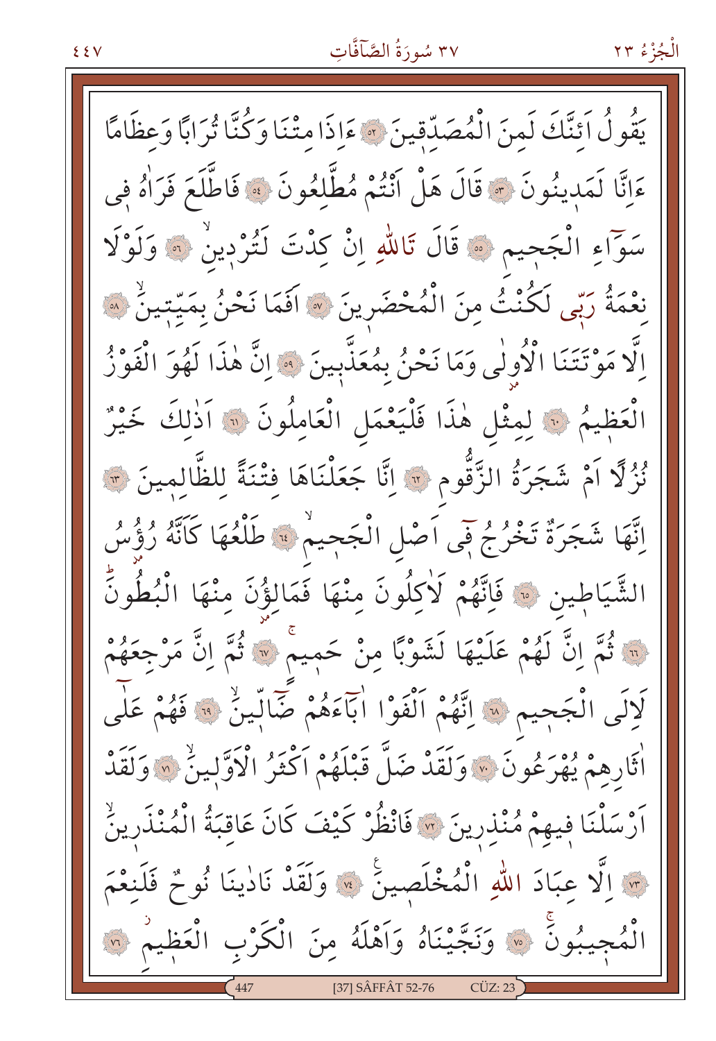يَقُولُ اَئِنَّكَ لَمِنَ الْمُصَدِّقِينَ ﴿٥٢﴾ ءَاِذَا مِتْنَا وَكُنَّا تُرَابًا وَعِظَامًا ءَاِنَّا لَمَدِينُونَ ﴿٥٣﴾ قَالَ هَلْ اَنْتُمْ مُطَّلِعُونَ ﴿٥٤﴾ فَاطَّلَعَ فَرَاٰهُ فِى سَوَٓاءِ الْجَحِيمِ ﴿٥٥﴾ قَالَ تَاللّٰهِ اِنْ كِدْتَ لَتُرْدِينِ ﴿٥٦﴾ وَلَوْلَا نِعْمَةُ رَبّى لَكُنْتُ مِنَ الْمُحْضَرِينَ ﴿٥٧﴾ اَفَمَا نَحْنُ بِمَيِّتِينَ ﴿٥٨﴾ اِلَّا مَوْتَتَنَا الْاُولٰى وَمَا نَحْنُ بِمُعَذَّبِينَ ﴿٥٩﴾ اِنَّ هٰذَا لَهُوَ الْفَوْزُ الْعَظِيمُ ﴿٦٠﴾ لِمِثْلِ هٰذَا فَلْيَعْمَلِ الْعَامِلُونَ ﴿٦١﴾ اَذٰلِكَ خَيْرٌ نُزُلًا اَمْ شَجَرَةُ الزَّقُّومِ ﴿٦٢﴾ اِنَّا جَعَلْنَاهَا فِتْنَةً لِلظَّالِمِينَ ﴿٦٣﴾ اِنَّهَا شَجَرَةٌ تَخْرُجُ فٖى اَصْلِ الْجَحِيمِ ﴿٦٤﴾ طَلْعُهَا كَاَنَّهُ رُؤُسُ الشَّيَاطِينِ ﴿٦٥﴾ فَاِنَّهُمْ لَاٰكِلُونَ مِنْهَا فَمَالِؤُنَ مِنْهَا الْبُطُونَ ﴿٦٦﴾ ثُمَّ اِنَّ لَهُمْ عَلَيْهَا لَشَوْبًا مِنْ حَمِيمٍ ﴿٦٧﴾ ثُمَّ اِنَّ مَرْجِعَهُمْ لَاِلَى الْجَحِيمِ ﴿٦٨﴾ اِنَّهُمْ اَلْفَوْا اٰبَٓاءَهُمْ ضَٓالّينَ ﴿٦٩﴾ فَهُمْ عَلٰٓى اٰثَارِهِمْ يُهْرَعُونَ ﴿٧٠﴾ وَلَقَدْ ضَلَّ قَبْلَهُمْ اَكْثَرُ الْاَوَّلِينَ ﴿٧١﴾ وَلَقَدْ اَرْسَلْنَا فِيهِمْ مُنْذِرِينَ ﴿٧٢﴾ فَانْظُرْ كَيْفَ كَانَ عَاقِبَةُ الْمُنْذَرِينَ ﴿٧٣﴾ اِلَّا عِبَادَ اللّٰهِ الْمُخْلَصِينَ ﴿٧٤﴾ وَلَقَدْ نَادٰينَا نُوحٌ فَلَنِعْمَ الْمُجِيبُونَ ﴿٧٥﴾ وَنَجَّيْنَاهُ وَاَهْلَهُ مِنَ الْكَرْبِ الْعَظِيمِ ﴿٧٦﴾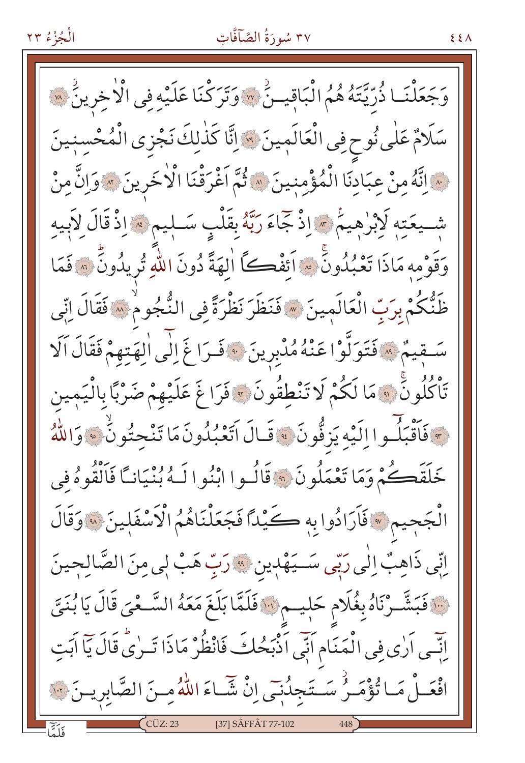وَجَعَلْنَا ذُرِّيَّتَهُ هُمُ الْبَاقِينَ ۝٧٧ وَتَرَكْنَا عَلَيْهِ فِي الْاٰخِرِينَ ۝٧٨
سَلَامٌ عَلٰى نُوحٍ فِي الْعَالَمِينَ ۝٧٩ اِنَّا كَذٰلِكَ نَجْزِي الْمُحْسِنِينَ
۝٨٠ اِنَّهُ مِنْ عِبَادِنَا الْمُؤْمِنِينَ ۝٨١ ثُمَّ اَغْرَقْنَا الْاٰخَرِينَ ۝٨٢ وَاِنَّ مِنْ
شِيعَتِهِ لَاِبْرٰهِيمَ ۝٨٣ اِذْ جَٓاءَ رَبَّهُ بِقَلْبٍ سَلِيمٍ ۝٨٤ اِذْ قَالَ لِاَبِيهِ
وَقَوْمِهِ مَاذَا تَعْبُدُونَ ۝٨٥ اَئِفْكًا اٰلِهَةً دُونَ اللّٰهِ تُرِيدُونَ ۝٨٦ فَمَا
ظَنُّكُمْ بِرَبِّ الْعَالَمِينَ ۝٨٧ فَنَظَرَ نَظْرَةً فِي النُّجُومِ ۝٨٨ فَقَالَ اِنِّي
سَقِيمٌ ۝٨٩ فَتَوَلَّوْا عَنْهُ مُدْبِرِينَ ۝٩٠ فَرَاغَ اِلٰٓى اٰلِهَتِهِمْ فَقَالَ اَلَا
تَأْكُلُونَ ۝٩١ مَا لَكُمْ لَا تَنْطِقُونَ ۝٩٢ فَرَاغَ عَلَيْهِمْ ضَرْبًا بِالْيَمِينِ
۝٩٣ فَاَقْبَلُٓوا اِلَيْهِ يَزِفُّونَ ۝٩٤ قَالَ اَتَعْبُدُونَ مَا تَنْحِتُونَ ۝٩٥ وَاللّٰهُ
خَلَقَكُمْ وَمَا تَعْمَلُونَ ۝٩٦ قَالُوا ابْنُوا لَهُ بُنْيَانًا فَاَلْقُوهُ فِي
الْجَحِيمِ ۝٩٧ فَاَرَادُوا بِهِ كَيْدًا فَجَعَلْنَاهُمُ الْاَسْفَلِينَ ۝٩٨ وَقَالَ
اِنِّي ذَاهِبٌ اِلٰى رَبِّي سَيَهْدِينِ ۝٩٩ رَبِّ هَبْ لِي مِنَ الصَّالِحِينَ
۝١٠٠ فَبَشَّرْنَاهُ بِغُلَامٍ حَلِيمٍ ۝١٠١ فَلَمَّا بَلَغَ مَعَهُ السَّعْيَ قَالَ يَا بُنَيَّ
اِنِّٓي اَرٰى فِي الْمَنَامِ اَنِّٓي اَذْبَحُكَ فَانْظُرْ مَاذَا تَرٰى قَالَ يَٓا اَبَتِ
افْعَلْ مَا تُؤْمَرُ سَتَجِدُنِٓي اِنْ شَٓاءَ اللّٰهُ مِنَ الصَّابِرِينَ ۝١٠٢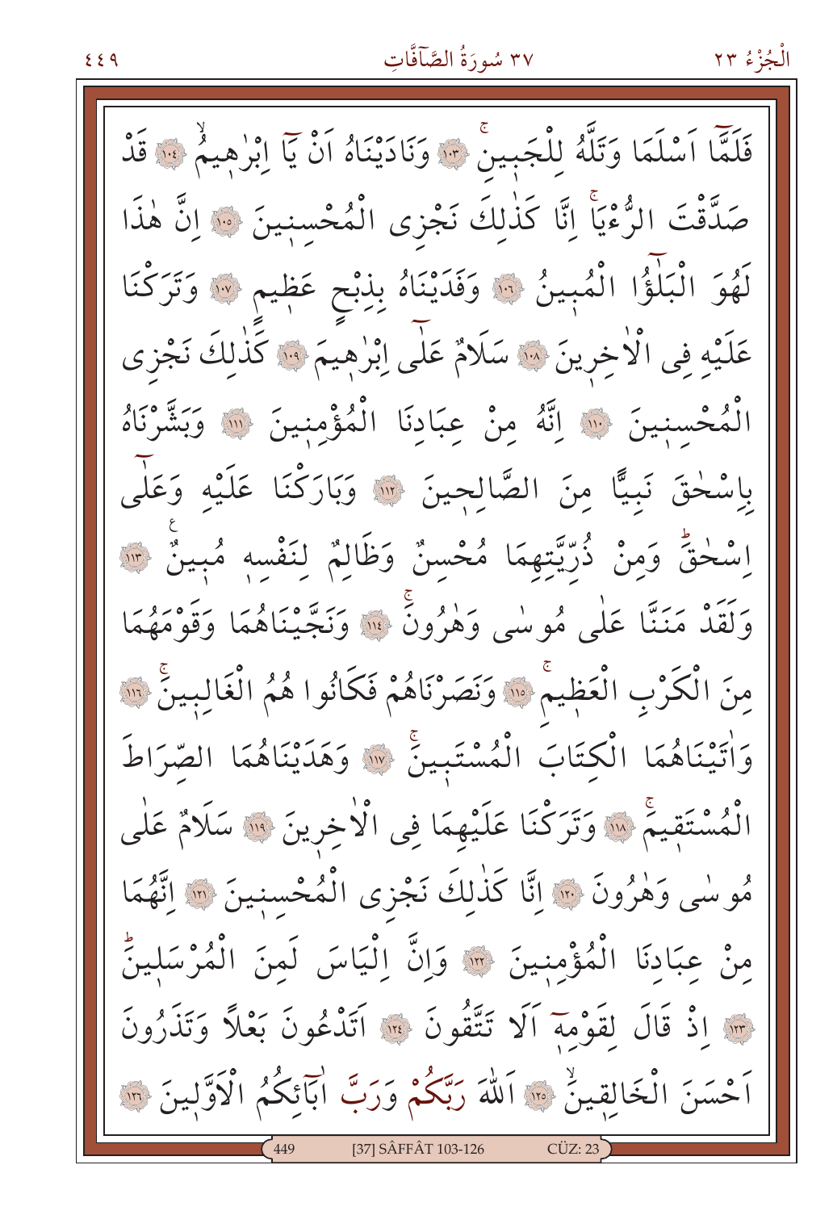فَلَمَّٓا اَسْلَمَا وَتَلَّهُ لِلْجَب۪ينِۚ ﴿١٠٣﴾ وَنَادَيْنَاهُ اَنْ يَٓا اِبْرٰه۪يمُۙ ﴿١٠٤﴾ قَدْ صَدَّقْتَ الرُّءْيَاۚ اِنَّا كَذٰلِكَ نَجْزِي الْمُحْسِن۪ينَ ﴿١٠٥﴾ اِنَّ هٰذَا لَهُوَ الْبَلٰٓؤُا الْمُب۪ينُ ﴿١٠٦﴾ وَفَدَيْنَاهُ بِذِبْحٍ عَظ۪يمٍ ﴿١٠٧﴾ وَتَرَكْنَا عَلَيْهِ فِي الْاٰخِر۪ينَ ﴿١٠٨﴾ سَلَامٌ عَلٰٓى اِبْرٰه۪يمَ ﴿١٠٩﴾ كَذٰلِكَ نَجْزِي الْمُحْسِن۪ينَ ﴿١١٠﴾ اِنَّهُ مِنْ عِبَادِنَا الْمُؤْمِن۪ينَ ﴿١١١﴾ وَبَشَّرْنَاهُ بِاِسْحٰقَ نَبِيًّا مِنَ الصَّالِح۪ينَ ﴿١١٢﴾ وَبَارَكْنَا عَلَيْهِ وَعَلٰٓى اِسْحٰقَؕ وَمِنْ ذُرِّيَّتِهِمَا مُحْسِنٌ وَظَالِمٌ لِنَفْسِه۪ مُب۪ينٌ ﴿١١٣﴾ وَلَقَدْ مَنَنَّا عَلٰى مُوسٰى وَهٰرُونَۚ ﴿١١٤﴾ وَنَجَّيْنَاهُمَا وَقَوْمَهُمَا مِنَ الْكَرْبِ الْعَظ۪يمِۚ ﴿١١٥﴾ وَنَصَرْنَاهُمْ فَكَانُوا هُمُ الْغَالِب۪ينَۚ ﴿١١٦﴾ وَاٰتَيْنَاهُمَا الْكِتَابَ الْمُسْتَب۪ينَۚ ﴿١١٧﴾ وَهَدَيْنَاهُمَا الصِّرَاطَ الْمُسْتَق۪يمَۚ ﴿١١٨﴾ وَتَرَكْنَا عَلَيْهِمَا فِي الْاٰخِر۪ينَ ﴿١١٩﴾ سَلَامٌ عَلٰى مُوسٰى وَهٰرُونَ ﴿١٢٠﴾ اِنَّا كَذٰلِكَ نَجْزِي الْمُحْسِن۪ينَ ﴿١٢١﴾ اِنَّهُمَا مِنْ عِبَادِنَا الْمُؤْمِن۪ينَ ﴿١٢٢﴾ وَاِنَّ اِلْيَاسَ لَمِنَ الْمُرْسَل۪ينَؕ ﴿١٢٣﴾ اِذْ قَالَ لِقَوْمِه۪ٓ اَلَا تَتَّقُونَ ﴿١٢٤﴾ اَتَدْعُونَ بَعْلًا وَتَذَرُونَ اَحْسَنَ الْخَالِق۪ينَۙ ﴿١٢٥﴾ اَللّٰهَ رَبَّكُمْ وَرَبَّ اٰبَٓائِكُمُ الْاَوَّل۪ينَ ﴿١٢٦﴾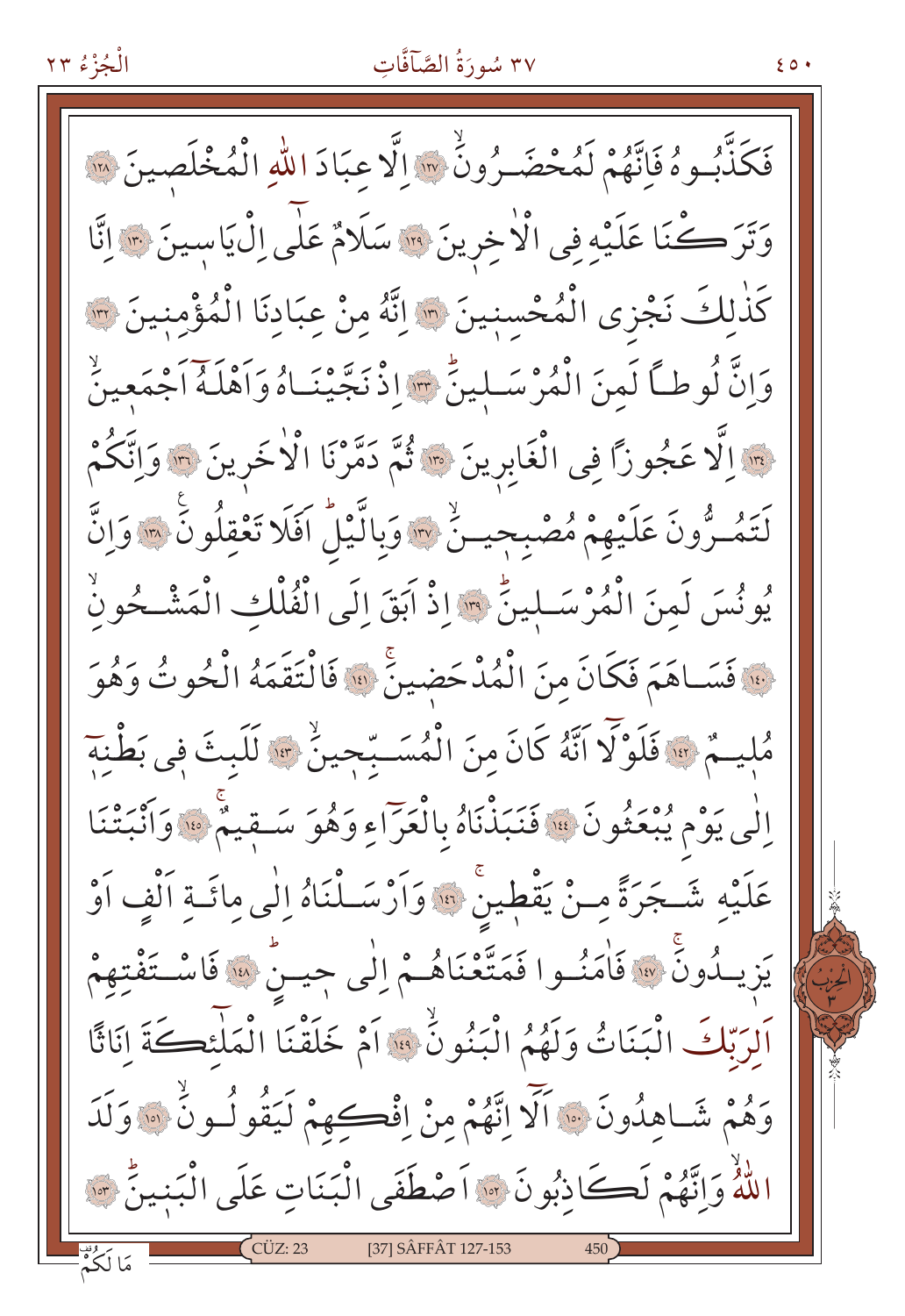فَكَذَّبُوهُ فَاِنَّهُمْ لَمُحْضَرُونَۙ ﴿١٢٧﴾ اِلَّا عِبَادَ اللّٰهِ الْمُخْلَصِينَ ﴿١٢٨﴾ وَتَرَكْنَا عَلَيْهِ فِي الْاٰخِرِينَ ﴿١٢٩﴾ سَلَامٌ عَلٰٓى اِلْ يَاسِينَ ﴿١٣٠﴾ اِنَّا كَذٰلِكَ نَجْزِي الْمُحْسِنِينَ ﴿١٣١﴾ اِنَّهُ مِنْ عِبَادِنَا الْمُؤْمِنِينَ ﴿١٣٢﴾ وَاِنَّ لُوطًا لَمِنَ الْمُرْسَلِينَۜ ﴿١٣٣﴾ اِذْ نَجَّيْنَاهُ وَاَهْلَهُٓ اَجْمَعِينَۙ ﴿١٣٤﴾ اِلَّا عَجُوزًا فِي الْغَابِرِينَ ﴿١٣٥﴾ ثُمَّ دَمَّرْنَا الْاٰخَرِينَ ﴿١٣٦﴾ وَاِنَّكُمْ لَتَمُرُّونَ عَلَيْهِمْ مُصْبِحِينَۙ ﴿١٣٧﴾ وَبِالَّيْلِۜ اَفَلَا تَعْقِلُونَ۟ ﴿١٣٨﴾ وَاِنَّ يُونُسَ لَمِنَ الْمُرْسَلِينَۜ ﴿١٣٩﴾ اِذْ اَبَقَ اِلَى الْفُلْكِ الْمَشْحُونِۙ ﴿١٤٠﴾ فَسَاهَمَ فَكَانَ مِنَ الْمُدْحَضِينَۚ ﴿١٤١﴾ فَالْتَقَمَهُ الْحُوتُ وَهُوَ مُلِيمٌ ﴿١٤٢﴾ فَلَوْلَٓا اَنَّهُ كَانَ مِنَ الْمُسَبِّحِينَۙ ﴿١٤٣﴾ لَلَبِثَ فِي بَطْنِهٓ اِلٰى يَوْمِ يُبْعَثُونَ ﴿١٤٤﴾ فَنَبَذْنَاهُ بِالْعَرَٓاءِ وَهُوَ سَقِيمٌۚ ﴿١٤٥﴾ وَاَنْبَتْنَا عَلَيْهِ شَجَرَةً مِنْ يَقْطِينٍۚ ﴿١٤٦﴾ وَاَرْسَلْنَاهُ اِلٰى مِائَةِ اَلْفٍ اَوْ يَزِيدُونَۚ ﴿١٤٧﴾ فَاٰمَنُوا فَمَتَّعْنَاهُمْ اِلٰى حِينٍۜ ﴿١٤٨﴾ فَاسْتَفْتِهِمْ اَلِرَبِّكَ الْبَنَاتُ وَلَهُمُ الْبَنُونَۙ ﴿١٤٩﴾ اَمْ خَلَقْنَا الْمَلٰٓئِكَةَ اِنَاثًا وَهُمْ شَاهِدُونَ ﴿١٥٠﴾ اَلَٓا اِنَّهُمْ مِنْ اِفْكِهِمْ لَيَقُولُونَۙ ﴿١٥١﴾ وَلَدَ اللّٰهُۙ وَاِنَّهُمْ لَكَاذِبُونَ ﴿١٥٢﴾ اَصْطَفَى الْبَنَاتِ عَلَى الْبَنِينَۜ ﴿١٥٣﴾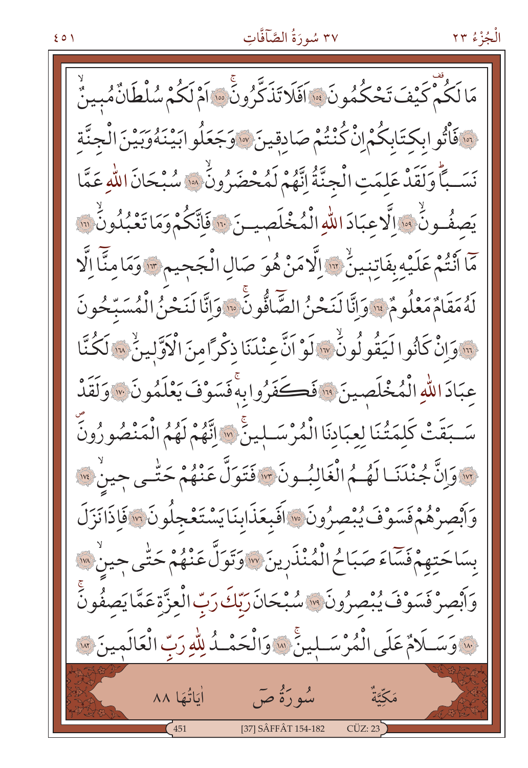مَا لَكُمْ كَيْفَ تَحْكُمُونَ ﴿١٥٤﴾ اَفَلَا تَذَكَّرُونَ ﴿١٥٥﴾ اَمْ لَكُمْ سُلْطَانٌ مُبِينٌ ﴿١٥٦﴾ فَاْتُوا بِكِتَابِكُمْ اِنْ كُنْتُمْ صَادِقِينَ ﴿١٥٧﴾ وَجَعَلُوا بَيْنَهُ وَبَيْنَ الْجِنَّةِ نَسَبًا وَلَقَدْ عَلِمَتِ الْجِنَّةُ اِنَّهُمْ لَمُحْضَرُونَ ﴿١٥٨﴾ سُبْحَانَ اللّٰهِ عَمَّا يَصِفُونَ ﴿١٥٩﴾ اِلَّا عِبَادَ اللّٰهِ الْمُخْلَصِينَ ﴿١٦٠﴾ فَاِنَّكُمْ وَمَا تَعْبُدُونَ ﴿١٦١﴾ مَا اَنْتُمْ عَلَيْهِ بِفَاتِنِينَ ﴿١٦٢﴾ اِلَّا مَنْ هُوَ صَالِ الْجَحِيمِ ﴿١٦٣﴾ وَمَا مِنَّا اِلَّا لَهُ مَقَامٌ مَعْلُومٌ ﴿١٦٤﴾ وَاِنَّا لَنَحْنُ الصَّٓافُّونَ ﴿١٦٥﴾ وَاِنَّا لَنَحْنُ الْمُسَبِّحُونَ ﴿١٦٦﴾ وَاِنْ كَانُوا لَيَقُولُونَ ﴿١٦٧﴾ لَوْ اَنَّ عِنْدَنَا ذِكْرًا مِنَ الْاَوَّلِينَ ﴿١٦٨﴾ لَكُنَّا عِبَادَ اللّٰهِ الْمُخْلَصِينَ ﴿١٦٩﴾ فَكَفَرُوا بِهِ فَسَوْفَ يَعْلَمُونَ ﴿١٧٠﴾ وَلَقَدْ سَبَقَتْ كَلِمَتُنَا لِعِبَادِنَا الْمُرْسَلِينَ ﴿١٧١﴾ اِنَّهُمْ لَهُمُ الْمَنْصُورُونَ ﴿١٧٢﴾ وَاِنَّ جُنْدَنَا لَهُمُ الْغَالِبُونَ ﴿١٧٣﴾ فَتَوَلَّ عَنْهُمْ حَتّٰى حِينٍ ﴿١٧٤﴾ وَاَبْصِرْهُمْ فَسَوْفَ يُبْصِرُونَ ﴿١٧٥﴾ اَفَبِعَذَابِنَا يَسْتَعْجِلُونَ ﴿١٧٦﴾ فَاِذَا نَزَلَ بِسَاحَتِهِمْ فَسَٓاءَ صَبَاحُ الْمُنْذَرِينَ ﴿١٧٧﴾ وَتَوَلَّ عَنْهُمْ حَتّٰى حِينٍ ﴿١٧٨﴾ وَاَبْصِرْ فَسَوْفَ يُبْصِرُونَ ﴿١٧٩﴾ سُبْحَانَ رَبِّكَ رَبِّ الْعِزَّةِ عَمَّا يَصِفُونَ ﴿١٨٠﴾ وَسَلَامٌ عَلَى الْمُرْسَلِينَ ﴿١٨١﴾ وَالْحَمْدُ لِلّٰهِ رَبِّ الْعَالَمِينَ ﴿١٨٢﴾

## سُورَةُ صٓ

مَكِّيَّةٌ — اٰيَاتُهَا ٨٨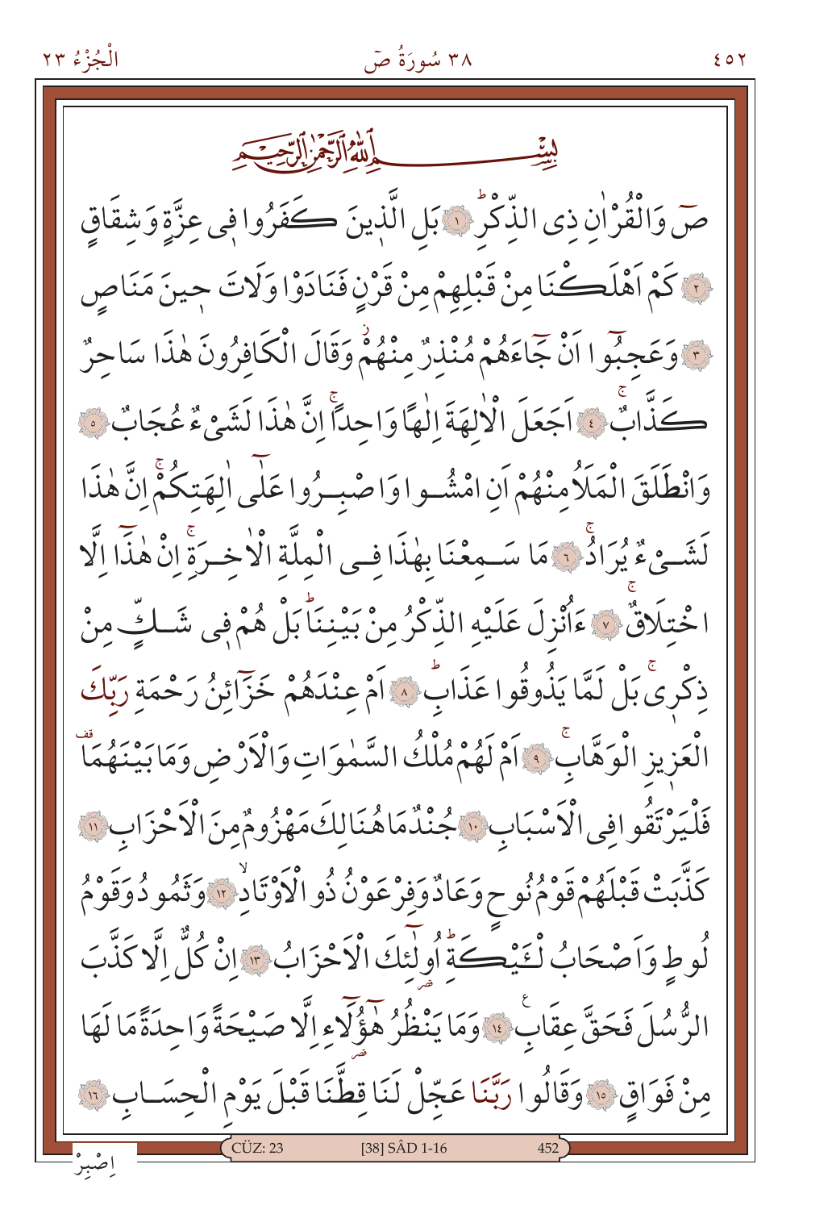بِسْمِ اللّٰهِ الرَّحْمٰنِ الرَّح۪يمِ

صٓ وَالْقُرْاٰنِ ذِي الذِّكْرِۜ ﴿١﴾ بَلِ الَّذ۪ينَ كَفَرُوا ف۪ي عِزَّةٍ وَشِقَاقٍ ﴿٢﴾ كَمْ اَهْلَكْنَا مِنْ قَبْلِهِمْ مِنْ قَرْنٍ فَنَادَوْا وَلَاتَ ح۪ينَ مَنَاصٍ ﴿٣﴾ وَعَجِبُٓوا اَنْ جَٓاءَهُمْ مُنْذِرٌ مِنْهُمْۘ وَقَالَ الْكَافِرُونَ هٰذَا سَاحِرٌ كَذَّابٌۚ ﴿٤﴾ اَجَعَلَ الْاٰلِهَةَ اِلٰهاً وَاحِداًۚ اِنَّ هٰذَا لَشَيْءٌ عُجَابٌ ﴿٥﴾ وَانْطَلَقَ الْمَلَأُ مِنْهُمْ اَنِ امْشُوا وَاصْبِرُوا عَلٰٓى اٰلِهَتِكُمْۚ اِنَّ هٰذَا لَشَيْءٌ يُرَادُۚ ﴿٦﴾ مَا سَمِعْنَا بِهٰذَا فِي الْمِلَّةِ الْاٰخِرَةِۚ اِنْ هٰذَٓا اِلَّا اخْتِلَاقٌۚ ﴿٧﴾ ءَاُنْزِلَ عَلَيْهِ الذِّكْرُ مِنْ بَيْنِنَاۜ بَلْ هُمْ ف۪ي شَكٍّ مِنْ ذِكْر۪يۚ بَلْ لَمَّا يَذُوقُوا عَذَابِۜ ﴿٨﴾ اَمْ عِنْدَهُمْ خَزَٓائِنُ رَحْمَةِ رَبِّكَ الْعَز۪يزِ الْوَهَّابِۚ ﴿٩﴾ اَمْ لَهُمْ مُلْكُ السَّمٰوَاتِ وَالْاَرْضِ وَمَا بَيْنَهُمَاࣞ فَلْيَرْتَقُوا فِي الْاَسْبَابِ ﴿١٠﴾ جُنْدٌ مَا هُنَالِكَ مَهْزُومٌ مِنَ الْاَحْزَابِ ﴿١١﴾ كَذَّبَتْ قَبْلَهُمْ قَوْمُ نُوحٍ وَعَادٌ وَفِرْعَوْنُ ذُو الْاَوْتَادِۙ ﴿١٢﴾ وَثَمُودُ وَقَوْمُ لُوطٍ وَاَصْحَابُ لْـَٔيْكَةِۜ اُو۬لٰٓئِكَ الْاَحْزَابُ ﴿١٣﴾ اِنْ كُلٌّ اِلَّا كَذَّبَ الرُّسُلَ فَحَقَّ عِقَابِۚ ﴿١٤﴾ وَمَا يَنْظُرُ هٰٓؤُ۬لَٓاءِ اِلَّا صَيْحَةً وَاحِدَةً مَا لَهَا مِنْ فَوَاقٍ ﴿١٥﴾ وَقَالُوا رَبَّنَا عَجِّلْ لَنَا قِطَّنَا قَبْلَ يَوْمِ الْحِسَابِ ﴿١٦﴾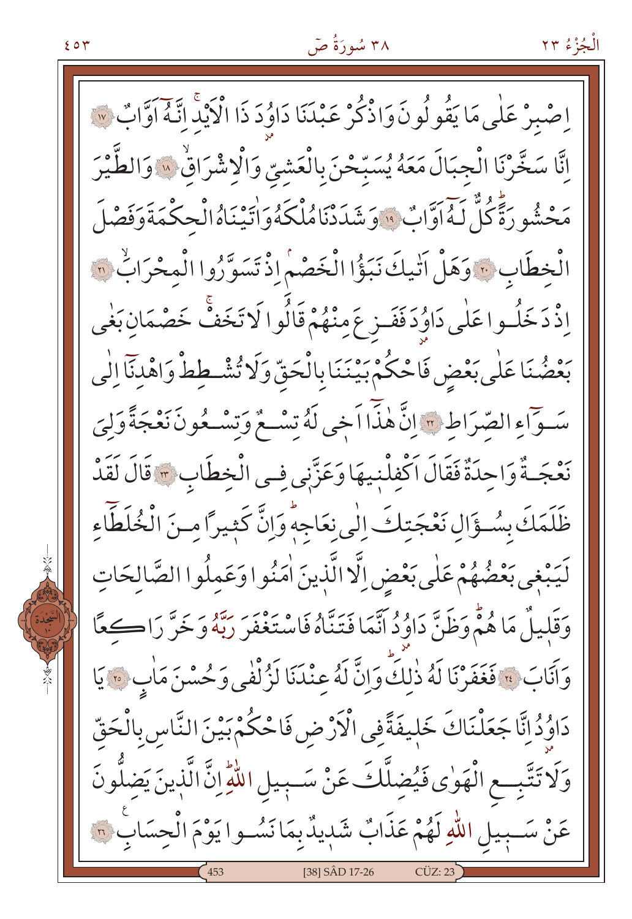اِصْبِرْ عَلٰى مَا يَقُولُونَ وَاذْكُرْ عَبْدَنَا دَاوُدَ ذَا الْاَيْدِۚ اِنَّهُ اَوَّابٌ ﴿١٧﴾ اِنَّا سَخَّرْنَا الْجِبَالَ مَعَهُ يُسَبِّحْنَ بِالْعَشِيِّ وَالْاِشْرَاقِۙ ﴿١٨﴾ وَالطَّيْرَ مَحْشُورَةًۜ كُلٌّ لَهُ اَوَّابٌ ﴿١٩﴾ وَشَدَدْنَا مُلْكَهُ وَاٰتَيْنَاهُ الْحِكْمَةَ وَفَصْلَ الْخِطَابِ ﴿٢٠﴾ وَهَلْ اَتٰيكَ نَبَؤُا الْخَصْمِۢ اِذْ تَسَوَّرُوا الْمِحْرَابَۙ ﴿٢١﴾ اِذْ دَخَلُوا عَلٰى دَاوُدَ فَفَزِعَ مِنْهُمْ قَالُوا لَا تَخَفْۚ خَصْمَانِ بَغٰى بَعْضُنَا عَلٰى بَعْضٍ فَاحْكُمْ بَيْنَنَا بِالْحَقِّ وَلَا تُشْطِطْ وَاهْدِنَا اِلٰى سَوَٓاءِ الصِّرَاطِ ﴿٢٢﴾ اِنَّ هٰذَٓا اَخٖى لَهُ تِسْعٌ وَتِسْعُونَ نَعْجَةً وَلِيَ نَعْجَةٌ وَاحِدَةٌ فَقَالَ اَكْفِلْنٖيهَا وَعَزَّنٖى فِى الْخِطَابِ ﴿٢٣﴾ قَالَ لَقَدْ ظَلَمَكَ بِسُؤَالِ نَعْجَتِكَ اِلٰى نِعَاجِهٖۜ وَاِنَّ كَثٖيرًا مِنَ الْخُلَطَٓاءِ لَيَبْغٖى بَعْضُهُمْ عَلٰى بَعْضٍ اِلَّا الَّذٖينَ اٰمَنُوا وَعَمِلُوا الصَّالِحَاتِ وَقَلٖيلٌ مَا هُمْۜ وَظَنَّ دَاوُدُ اَنَّمَا فَتَنَّاهُ فَاسْتَغْفَرَ رَبَّهُ وَخَرَّ رَاكِعًا وَاَنَابَ ﴿٢٤﴾ فَغَفَرْنَا لَهُ ذٰلِكَۜ وَاِنَّ لَهُ عِنْدَنَا لَزُلْفٰى وَحُسْنَ مَاٰبٍ ﴿٢٥﴾ يَا دَاوُدُ اِنَّا جَعَلْنَاكَ خَلٖيفَةً فِى الْاَرْضِ فَاحْكُمْ بَيْنَ النَّاسِ بِالْحَقِّ وَلَا تَتَّبِعِ الْهَوٰى فَيُضِلَّكَ عَنْ سَبٖيلِ اللّٰهِۜ اِنَّ الَّذٖينَ يَضِلُّونَ عَنْ سَبٖيلِ اللّٰهِ لَهُمْ عَذَابٌ شَدٖيدٌ بِمَا نَسُوا يَوْمَ الْحِسَابِ ﴿٢٦﴾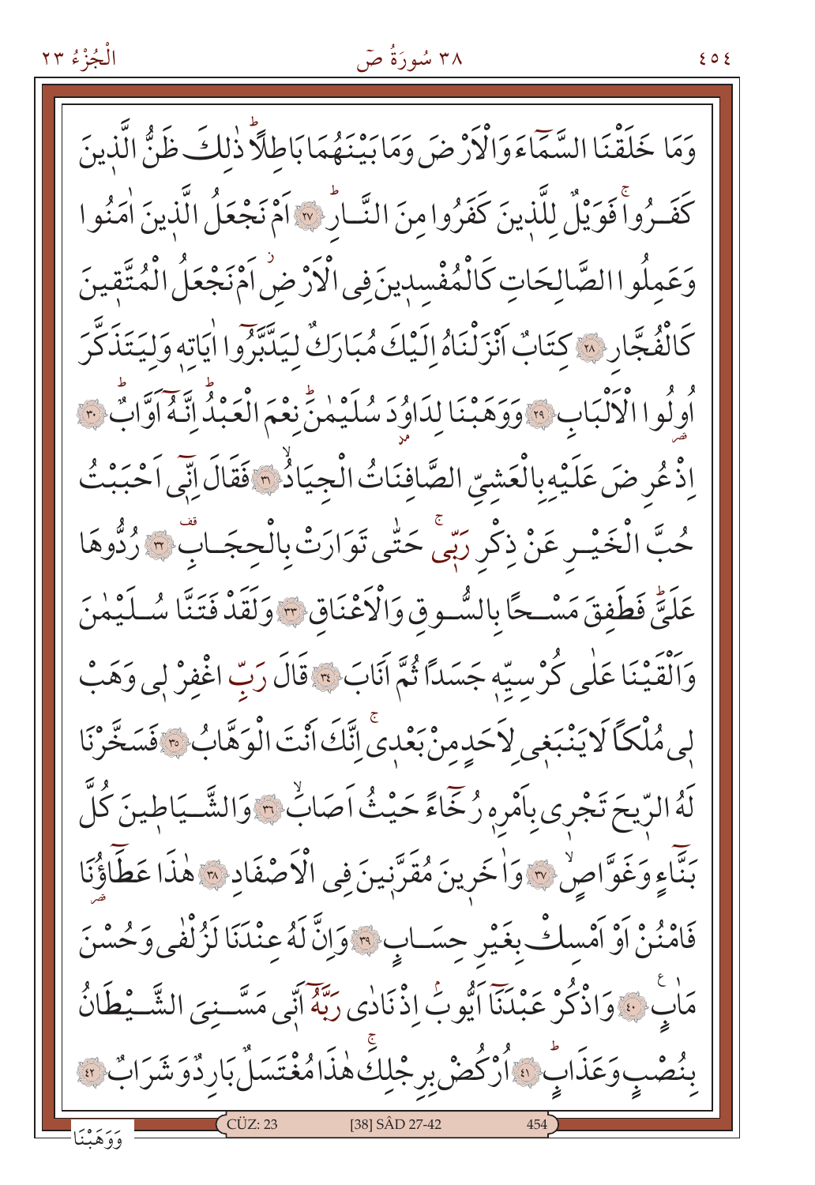وَمَا خَلَقْنَا السَّمَٓاءَ وَالْاَرْضَ وَمَا بَيْنَهُمَا بَاطِلًاۜ ذٰلِكَ ظَنُّ الَّذٖينَ كَفَرُواۚ فَوَيْلٌ لِلَّذٖينَ كَفَرُوا مِنَ النَّارِۜ ﴿٢٧﴾ اَمْ نَجْعَلُ الَّذٖينَ اٰمَنُوا وَعَمِلُوا الصَّالِحَاتِ كَالْمُفْسِدٖينَ فِي الْاَرْضِۘ اَمْ نَجْعَلُ الْمُتَّقٖينَ كَالْفُجَّارِ ﴿٢٨﴾ كِتَابٌ اَنْزَلْنَاهُ اِلَيْكَ مُبَارَكٌ لِيَدَّبَّرُٓوا اٰيَاتِهٖ وَلِيَتَذَكَّرَ اُولُوا الْاَلْبَابِ ﴿٢٩﴾ وَوَهَبْنَا لِدَاوُدَ سُلَيْمٰنَۜ نِعْمَ الْعَبْدُۜ اِنَّهُٓ اَوَّابٌۜ ﴿٣٠﴾ اِذْ عُرِضَ عَلَيْهِ بِالْعَشِيِّ الصَّافِنَاتُ الْجِيَادُۙ ﴿٣١﴾ فَقَالَ اِنّٖٓي اَحْبَبْتُ حُبَّ الْخَيْرِ عَنْ ذِكْرِ رَبّٖيۚ حَتّٰى تَوَارَتْ بِالْحِجَابِ ﴿٣٢﴾ رُدُّوهَا عَلَيَّۜ فَطَفِقَ مَسْحًا بِالسُّوقِ وَالْاَعْنَاقِ ﴿٣٣﴾ وَلَقَدْ فَتَنَّا سُلَيْمٰنَ وَاَلْقَيْنَا عَلٰى كُرْسِيِّهٖ جَسَدًا ثُمَّ اَنَابَ ﴿٣٤﴾ قَالَ رَبِّ اغْفِرْ لٖي وَهَبْ لٖي مُلْكًا لَا يَنْبَغٖي لِاَحَدٍ مِنْ بَعْدٖيۚ اِنَّكَ اَنْتَ الْوَهَّابُ ﴿٣٥﴾ فَسَخَّرْنَا لَهُ الرّٖيحَ تَجْرٖي بِاَمْرِهٖ رُخَٓاءً حَيْثُ اَصَابَۙ ﴿٣٦﴾ وَالشَّيَاطٖينَ كُلَّ بَنَّٓاءٍ وَغَوَّاصٍۙ ﴿٣٧﴾ وَاٰخَرٖينَ مُقَرَّنٖينَ فِي الْاَصْفَادِ ﴿٣٨﴾ هٰذَا عَطَٓاؤُنَا فَامْنُنْ اَوْ اَمْسِكْ بِغَيْرِ حِسَابٍ ﴿٣٩﴾ وَاِنَّ لَهُ عِنْدَنَا لَزُلْفٰى وَحُسْنَ مَاٰبٍ ﴿٤٠﴾ وَاذْكُرْ عَبْدَنَٓا اَيُّوبَۢ اِذْ نَادٰى رَبَّهُٓ اَنّٖي مَسَّنِيَ الشَّيْطَانُ بِنُصْبٍ وَعَذَابٍۜ ﴿٤١﴾ اُرْكُضْ بِرِجْلِكَۚ هٰذَا مُغْتَسَلٌ بَارِدٌ وَشَرَابٌ ﴿٤٢﴾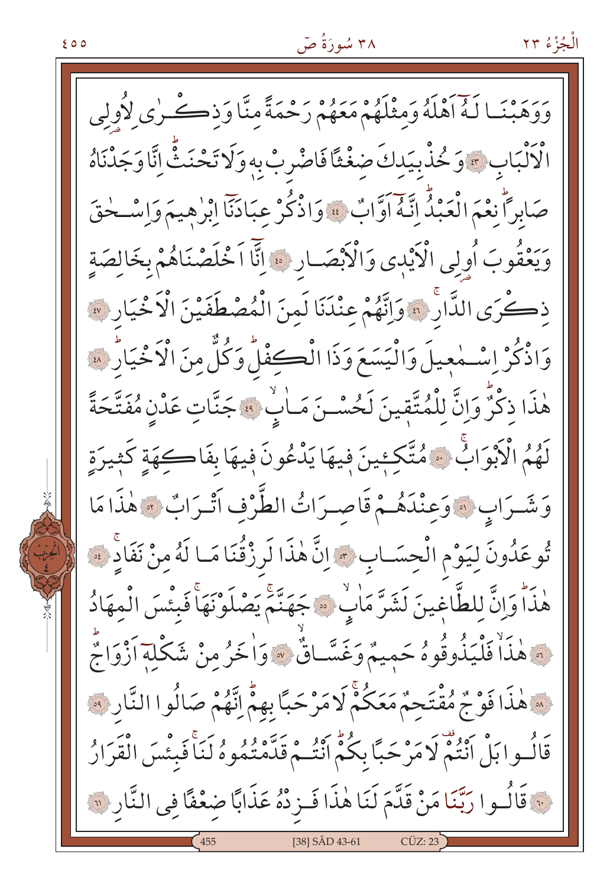وَوَهَبْنَا لَهُٓ اَهْلَهُ وَمِثْلَهُمْ مَعَهُمْ رَحْمَةً مِنَّا وَذِكْرٰى لِاُو۬لِي الْاَلْبَابِ ﴿٤٣﴾ وَخُذْ بِيَدِكَ ضِغْثًا فَاضْرِبْ بِه۪ وَلَا تَحْنَثْۜ اِنَّا وَجَدْنَاهُ صَابِرًاۜ نِعْمَ الْعَبْدُۜ اِنَّهُٓ اَوَّابٌ ﴿٤٤﴾ وَاذْكُرْ عِبَادَنَٓا اِبْرٰه۪يمَ وَاِسْحٰقَ وَيَعْقُوبَ اُو۬لِي الْاَيْد۪ي وَالْاَبْصَارِ ﴿٤٥﴾ اِنَّٓا اَخْلَصْنَاهُمْ بِخَالِصَةٍ ذِكْرَى الدَّارِۚ ﴿٤٦﴾ وَاِنَّهُمْ عِنْدَنَا لَمِنَ الْمُصْطَفَيْنَ الْاَخْيَارِ ﴿٤٧﴾ وَاذْكُرْ اِسْمٰع۪يلَ وَالْيَسَعَ وَذَا الْكِفْلِۜ وَكُلٌّ مِنَ الْاَخْيَارِۜ ﴿٤٨﴾ هٰذَا ذِكْرٌۜ وَاِنَّ لِلْمُتَّق۪ينَ لَحُسْنَ مَاٰبٍۙ ﴿٤٩﴾ جَنَّاتِ عَدْنٍ مُفَتَّحَةً لَهُمُ الْاَبْوَابُۚ ﴿٥٠﴾ مُتَّكِـ۪ٔينَ ف۪يهَا يَدْعُونَ ف۪يهَا بِفَاكِهَةٍ كَث۪يرَةٍ وَشَرَابٍ ﴿٥١﴾ وَعِنْدَهُمْ قَاصِرَاتُ الطَّرْفِ اَتْرَابٌ ﴿٥٢﴾ هٰذَا مَا تُوعَدُونَ لِيَوْمِ الْحِسَابِ ﴿٥٣﴾ اِنَّ هٰذَا لَرِزْقُنَا مَا لَهُ مِنْ نَفَادٍۚ ﴿٥٤﴾ هٰذَاۜ وَاِنَّ لِلطَّاغ۪ينَ لَشَرَّ مَاٰبٍۙ ﴿٥٥﴾ جَهَنَّمَۚ يَصْلَوْنَهَاۚ فَبِئْسَ الْمِهَادُ ﴿٥٦﴾ هٰذَاۙ فَلْيَذُوقُوهُ حَم۪يمٌ وَغَسَّاقٌۙ ﴿٥٧﴾ وَاٰخَرُ مِنْ شَكْلِه۪ٓ اَزْوَاجٌۜ ﴿٥٨﴾ هٰذَا فَوْجٌ مُقْتَحِمٌ مَعَكُمْۚ لَا مَرْحَبًا بِهِمْۜ اِنَّهُمْ صَالُوا النَّارِ ﴿٥٩﴾ قَالُوا بَلْ اَنْتُمْ لَا مَرْحَبًا بِكُمْۜ اَنْتُمْ قَدَّمْتُمُوهُ لَنَاۚ فَبِئْسَ الْقَرَارُ ﴿٦٠﴾ قَالُوا رَبَّنَا مَنْ قَدَّمَ لَنَا هٰذَا فَزِدْهُ عَذَابًا ضِعْفًا فِي النَّارِ ﴿٦١﴾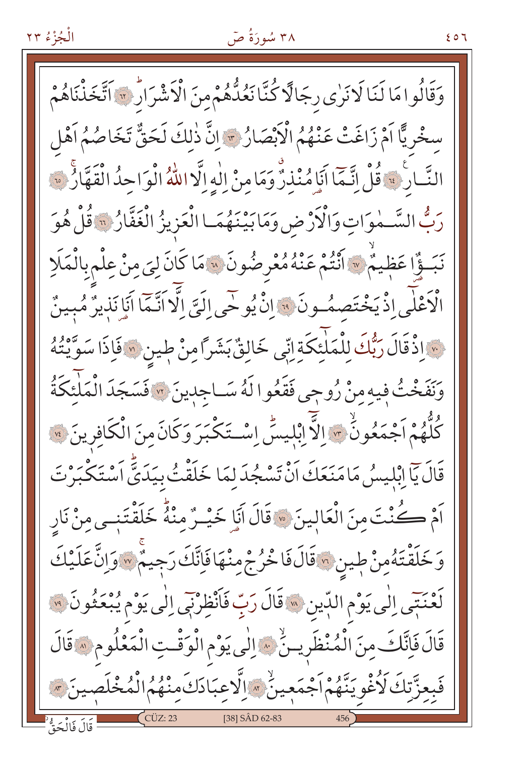وَقَالُوا مَا لَنَا لَا نَرٰى رِجَالًا كُنَّا نَعُدُّهُمْ مِنَ الْاَشْرَارِ ﴿٦٢﴾ اَتَّخَذْنَاهُمْ سِخْرِيًّا اَمْ زَاغَتْ عَنْهُمُ الْاَبْصَارُ ﴿٦٣﴾ اِنَّ ذٰلِكَ لَحَقٌّ تَخَاصُمُ اَهْلِ النَّارِ ﴿٦٤﴾ قُلْ اِنَّمَا اَنَا مُنْذِرٌ وَمَا مِنْ اِلٰهٍ اِلَّا اللّٰهُ الْوَاحِدُ الْقَهَّارُ ﴿٦٥﴾ رَبُّ السَّمٰوَاتِ وَالْاَرْضِ وَمَا بَيْنَهُمَا الْعَزِيزُ الْغَفَّارُ ﴿٦٦﴾ قُلْ هُوَ نَبَؤٌا عَظِيمٌ ﴿٦٧﴾ اَنْتُمْ عَنْهُ مُعْرِضُونَ ﴿٦٨﴾ مَا كَانَ لِيَ مِنْ عِلْمٍ بِالْمَلَاِ الْاَعْلٰى اِذْ يَخْتَصِمُونَ ﴿٦٩﴾ اِنْ يُوحٰى اِلَيَّ اِلَّا اَنَّمَا اَنَا نَذِيرٌ مُبِينٌ ﴿٧٠﴾ اِذْ قَالَ رَبُّكَ لِلْمَلٰٓئِكَةِ اِنِّي خَالِقٌ بَشَرًا مِنْ طِينٍ ﴿٧١﴾ فَاِذَا سَوَّيْتُهُ وَنَفَخْتُ فِيهِ مِنْ رُوحِي فَقَعُوا لَهُ سَاجِدِينَ ﴿٧٢﴾ فَسَجَدَ الْمَلٰٓئِكَةُ كُلُّهُمْ اَجْمَعُونَ ﴿٧٣﴾ اِلَّا اِبْلِيسَ اِسْتَكْبَرَ وَكَانَ مِنَ الْكَافِرِينَ ﴿٧٤﴾ قَالَ يَا اِبْلِيسُ مَا مَنَعَكَ اَنْ تَسْجُدَ لِمَا خَلَقْتُ بِيَدَيَّ اَسْتَكْبَرْتَ اَمْ كُنْتَ مِنَ الْعَالِينَ ﴿٧٥﴾ قَالَ اَنَا خَيْرٌ مِنْهُ خَلَقْتَنِي مِنْ نَارٍ وَخَلَقْتَهُ مِنْ طِينٍ ﴿٧٦﴾ قَالَ فَاخْرُجْ مِنْهَا فَاِنَّكَ رَجِيمٌ ﴿٧٧﴾ وَاِنَّ عَلَيْكَ لَعْنَتِي اِلٰى يَوْمِ الدِّينِ ﴿٧٨﴾ قَالَ رَبِّ فَاَنْظِرْنِي اِلٰى يَوْمِ يُبْعَثُونَ ﴿٧٩﴾ قَالَ فَاِنَّكَ مِنَ الْمُنْظَرِينَ ﴿٨٠﴾ اِلٰى يَوْمِ الْوَقْتِ الْمَعْلُومِ ﴿٨١﴾ قَالَ فَبِعِزَّتِكَ لَاُغْوِيَنَّهُمْ اَجْمَعِينَ ﴿٨٢﴾ اِلَّا عِبَادَكَ مِنْهُمُ الْمُخْلَصِينَ ﴿٨٣﴾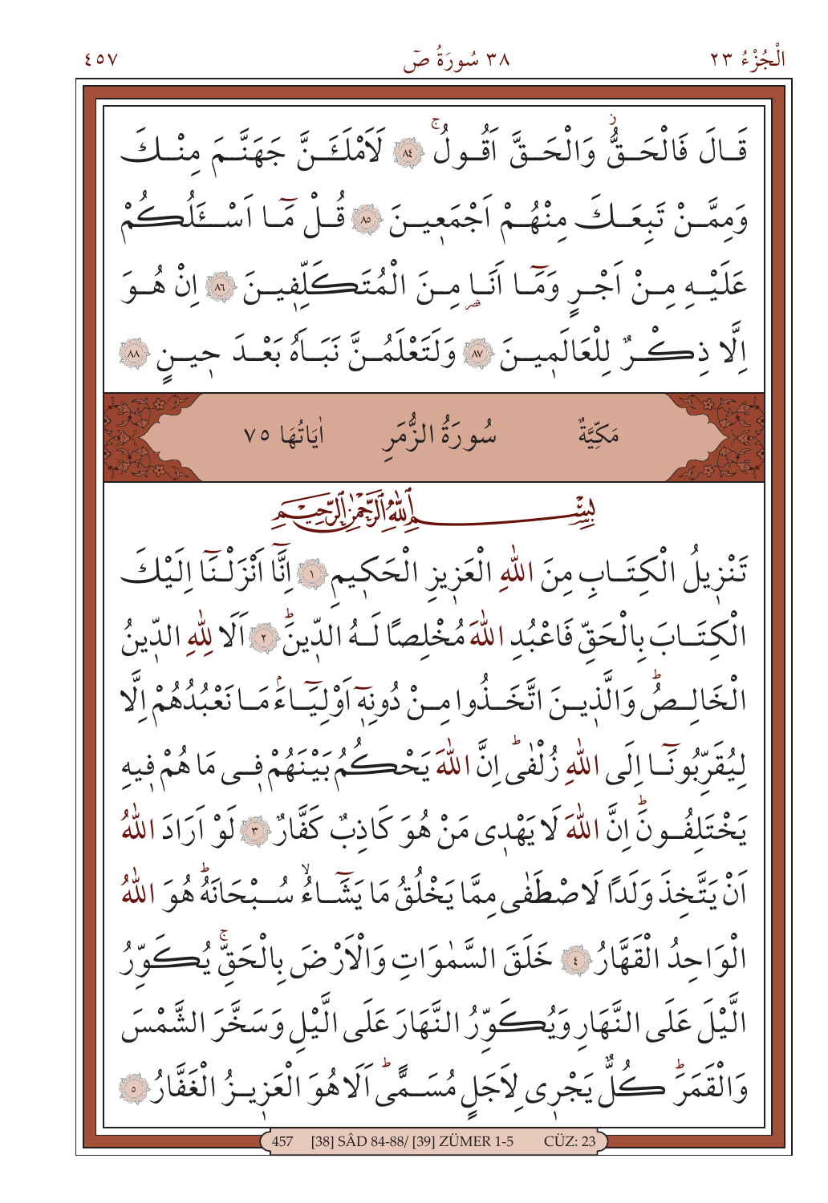قَالَ فَالْحَقُّ وَالْحَقَّ اَقُولُ ﴿٨٤﴾ لَاَمْلَئَنَّ جَهَنَّمَ مِنْكَ وَمِمَّنْ تَبِعَكَ مِنْهُمْ اَجْمَع۪ينَ ﴿٨٥﴾ قُلْ مَٓا اَسْـَٔلُكُمْ عَلَيْهِ مِنْ اَجْرٍ وَمَٓا اَنَا مِنَ الْمُتَكَلِّف۪ينَ ﴿٨٦﴾ اِنْ هُوَ اِلَّا ذِكْرٌ لِلْعَالَم۪ينَ ﴿٨٧﴾ وَلَتَعْلَمُنَّ نَبَاَهُ بَعْدَ ح۪ينٍ ﴿٨٨﴾

## سُورَةُ الزُّمَرِ

مَكِّيَّةٌ — اٰيَاتُهَا ٧٥

بِسْمِ اللّٰهِ الرَّحْمٰنِ الرَّح۪يمِ

تَنْز۪يلُ الْكِتَابِ مِنَ اللّٰهِ الْعَز۪يزِ الْحَك۪يمِ ﴿١﴾ اِنَّٓا اَنْزَلْنَٓا اِلَيْكَ الْكِتَابَ بِالْحَقِّ فَاعْبُدِ اللّٰهَ مُخْلِصاً لَهُ الدّ۪ينَۜ ﴿٢﴾ اَلَا لِلّٰهِ الدّ۪ينُ الْخَالِصُۜ وَالَّذ۪ينَ اتَّخَذُوا مِنْ دُونِه۪ٓ اَوْلِيَٓاءَۢ مَا نَعْبُدُهُمْ اِلَّا لِيُقَرِّبُونَٓا اِلَى اللّٰهِ زُلْفٰىۜ اِنَّ اللّٰهَ يَحْكُمُ بَيْنَهُمْ ف۪ي مَا هُمْ ف۪يهِ يَخْتَلِفُونَۜ اِنَّ اللّٰهَ لَا يَهْد۪ي مَنْ هُوَ كَاذِبٌ كَفَّارٌ ﴿٣﴾ لَوْ اَرَادَ اللّٰهُ اَنْ يَتَّخِذَ وَلَداً لَاصْطَفٰى مِمَّا يَخْلُقُ مَا يَشَٓاءُۙ سُبْحَانَهُۜ هُوَ اللّٰهُ الْوَاحِدُ الْقَهَّارُ ﴿٤﴾ خَلَقَ السَّمٰوَاتِ وَالْاَرْضَ بِالْحَقِّۚ يُكَوِّرُ الَّيْلَ عَلَى النَّهَارِ وَيُكَوِّرُ النَّهَارَ عَلَى الَّيْلِ وَسَخَّرَ الشَّمْسَ وَالْقَمَرَۜ كُلٌّ يَجْر۪ي لِاَجَلٍ مُسَمًّىۜ اَلَا هُوَ الْعَز۪يزُ الْغَفَّارُ ﴿٥﴾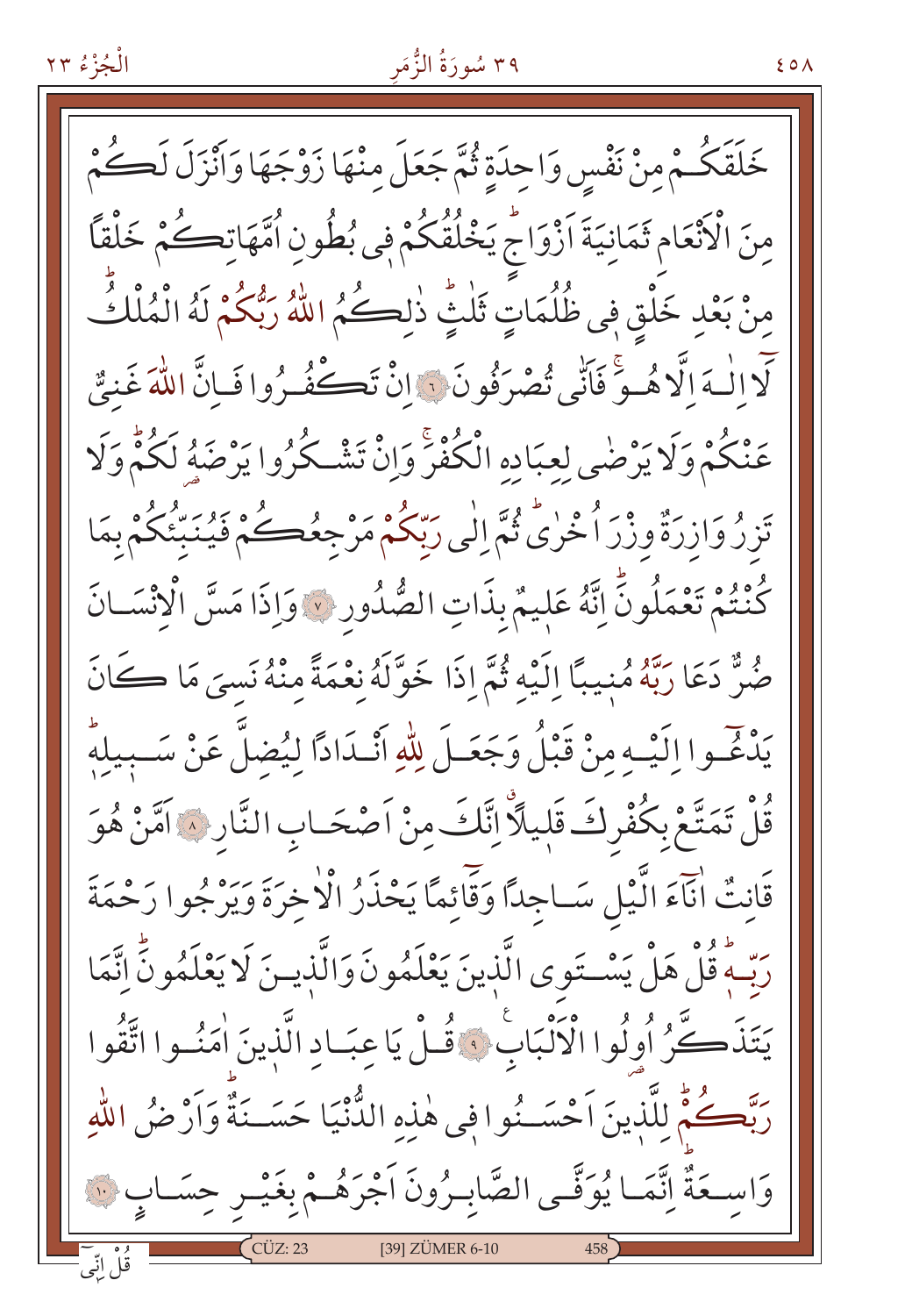خَلَقَكُمْ مِنْ نَفْسٍ وَاحِدَةٍ ثُمَّ جَعَلَ مِنْهَا زَوْجَهَا وَاَنْزَلَ لَكُمْ
مِنَ الْاَنْعَامِ ثَمَانِيَةَ اَزْوَاجٍ يَخْلُقُكُمْ فٖى بُطُونِ اُمَّهَاتِكُمْ خَلْقًا
مِنْ بَعْدِ خَلْقٍ فٖى ظُلُمَاتٍ ثَلٰثٍ ذٰلِكُمُ اللّٰهُ رَبُّكُمْ لَهُ الْمُلْكُ
لَٓا اِلٰهَ اِلَّا هُوَ فَاَنّٰى تُصْرَفُونَ ﴿٦﴾ اِنْ تَكْفُرُوا فَاِنَّ اللّٰهَ غَنِىٌّ
عَنْكُمْ وَلَا يَرْضٰى لِعِبَادِهِ الْكُفْرَ وَاِنْ تَشْكُرُوا يَرْضَهُ لَكُمْ وَلَا
تَزِرُ وَازِرَةٌ وِزْرَ اُخْرٰى ثُمَّ اِلٰى رَبِّكُمْ مَرْجِعُكُمْ فَيُنَبِّئُكُمْ بِمَا
كُنْتُمْ تَعْمَلُونَ اِنَّهُ عَلٖيمٌ بِذَاتِ الصُّدُورِ ﴿٧﴾ وَاِذَا مَسَّ الْاِنْسَانَ
ضُرٌّ دَعَا رَبَّهُ مُنٖيبًا اِلَيْهِ ثُمَّ اِذَا خَوَّلَهُ نِعْمَةً مِنْهُ نَسِىَ مَا كَانَ
يَدْعُٓوا اِلَيْهِ مِنْ قَبْلُ وَجَعَلَ لِلّٰهِ اَنْدَادًا لِيُضِلَّ عَنْ سَبٖيلِهٖ
قُلْ تَمَتَّعْ بِكُفْرِكَ قَلٖيلًا اِنَّكَ مِنْ اَصْحَابِ النَّارِ ﴿٨﴾ اَمَّنْ هُوَ
قَانِتٌ اٰنَٓاءَ الَّيْلِ سَاجِدًا وَقَٓائِمًا يَحْذَرُ الْاٰخِرَةَ وَيَرْجُوا رَحْمَةَ
رَبِّهٖ قُلْ هَلْ يَسْتَوِى الَّذٖينَ يَعْلَمُونَ وَالَّذٖينَ لَا يَعْلَمُونَ اِنَّمَا
يَتَذَكَّرُ اُولُوا الْاَلْبَابِ ﴿٩﴾ قُلْ يَا عِبَادِ الَّذٖينَ اٰمَنُوا اتَّقُوا
رَبَّكُمْ لِلَّذٖينَ اَحْسَنُوا فٖى هٰذِهِ الدُّنْيَا حَسَنَةٌ وَاَرْضُ اللّٰهِ
وَاسِعَةٌ اِنَّمَا يُوَفَّى الصَّابِرُونَ اَجْرَهُمْ بِغَيْرِ حِسَابٍ ﴿١٠﴾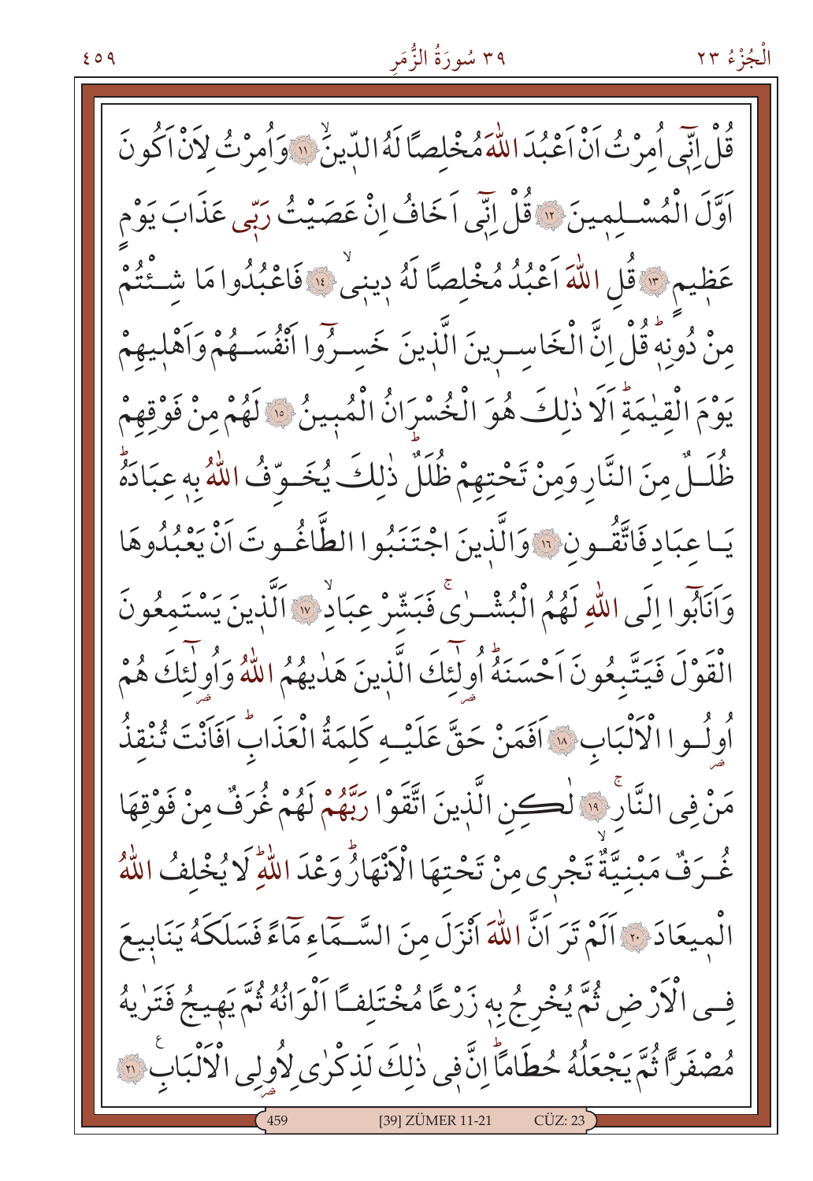قُلْ اِنّ۪ٓي اُمِرْتُ اَنْ اَعْبُدَ اللّٰهَ مُخْلِصًا لَهُ الدّ۪ينَۙ ﴿١١﴾ وَاُمِرْتُ لِاَنْ اَكُونَ اَوَّلَ الْمُسْلِم۪ينَ ﴿١٢﴾ قُلْ اِنّ۪ٓي اَخَافُ اِنْ عَصَيْتُ رَبّ۪ي عَذَابَ يَوْمٍ عَظ۪يمٍ ﴿١٣﴾ قُلِ اللّٰهَ اَعْبُدُ مُخْلِصًا لَهُ د۪ين۪يۙ ﴿١٤﴾ فَاعْبُدُوا مَا شِئْتُمْ مِنْ دُونِه۪ۜ قُلْ اِنَّ الْخَاسِر۪ينَ الَّذ۪ينَ خَسِرُٓوا اَنْفُسَهُمْ وَاَهْل۪يهِمْ يَوْمَ الْقِيٰمَةِۜ اَلَا ذٰلِكَ هُوَ الْخُسْرَانُ الْمُب۪ينُ ﴿١٥﴾ لَهُمْ مِنْ فَوْقِهِمْ ظُلَلٌ مِنَ النَّارِ وَمِنْ تَحْتِهِمْ ظُلَلٌۜ ذٰلِكَ يُخَوِّفُ اللّٰهُ بِه۪ عِبَادَهُۜ يَا عِبَادِ فَاتَّقُونِ ﴿١٦﴾ وَالَّذ۪ينَ اجْتَنَبُوا الطَّاغُوتَ اَنْ يَعْبُدُوهَا وَاَنَابُٓوا اِلَى اللّٰهِ لَهُمُ الْبُشْرٰىۚ فَبَشِّرْ عِبَادِۙ ﴿١٧﴾ اَلَّذ۪ينَ يَسْتَمِعُونَ الْقَوْلَ فَيَتَّبِعُونَ اَحْسَنَهُۜ اُو۬لٰٓئِكَ الَّذ۪ينَ هَدٰيهُمُ اللّٰهُ وَاُو۬لٰٓئِكَ هُمْ اُولُوا الْاَلْبَابِ ﴿١٨﴾ اَفَمَنْ حَقَّ عَلَيْهِ كَلِمَةُ الْعَذَابِۜ اَفَاَنْتَ تُنْقِذُ مَنْ فِي النَّارِۚ ﴿١٩﴾ لٰكِنِ الَّذ۪ينَ اتَّقَوْا رَبَّهُمْ لَهُمْ غُرَفٌ مِنْ فَوْقِهَا غُرَفٌ مَبْنِيَّةٌۙ تَجْر۪ي مِنْ تَحْتِهَا الْاَنْهَارُۜ وَعْدَ اللّٰهِۜ لَا يُخْلِفُ اللّٰهُ الْم۪يعَادَ ﴿٢٠﴾ اَلَمْ تَرَ اَنَّ اللّٰهَ اَنْزَلَ مِنَ السَّمَٓاءِ مَٓاءً فَسَلَكَهُ يَنَاب۪يعَ فِي الْاَرْضِ ثُمَّ يُخْرِجُ بِه۪ زَرْعًا مُخْتَلِفًا اَلْوَانُهُ ثُمَّ يَه۪يجُ فَتَرٰيهُ مُصْفَرًّا ثُمَّ يَجْعَلُهُ حُطَامًاۜ اِنَّ ف۪ي ذٰلِكَ لَذِكْرٰى لِاُو۬لِي الْاَلْبَابِ ﴿٢١﴾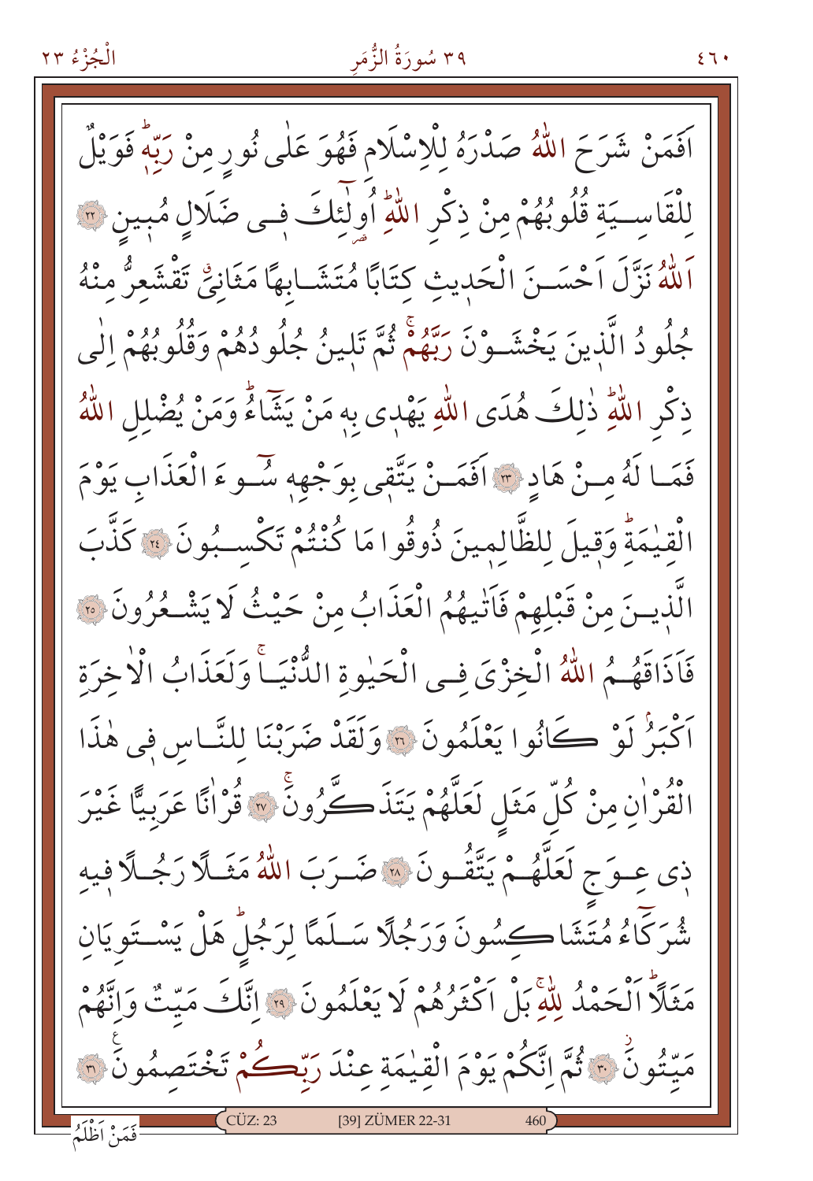اَفَمَنْ شَرَحَ اللّٰهُ صَدْرَهُ لِلْاِسْلَامِ فَهُوَ عَلٰى نُورٍ مِنْ رَبِّهٖؕ فَوَيْلٌ لِلْقَاسِيَةِ قُلُوبُهُمْ مِنْ ذِكْرِ اللّٰهِؕ اُولٰٓئِكَ فٖى ضَلَالٍ مُبٖينٍ ﴿٢٢﴾ اَللّٰهُ نَزَّلَ اَحْسَنَ الْحَدٖيثِ كِتَابًا مُتَشَابِهًا مَثَانِيَۗ تَقْشَعِرُّ مِنْهُ جُلُودُ الَّذٖينَ يَخْشَوْنَ رَبَّهُمْۚ ثُمَّ تَلٖينُ جُلُودُهُمْ وَقُلُوبُهُمْ اِلٰى ذِكْرِ اللّٰهِؕ ذٰلِكَ هُدَى اللّٰهِ يَهْدٖى بِهٖ مَنْ يَشَٓاءُؕ وَمَنْ يُضْلِلِ اللّٰهُ فَمَا لَهُ مِنْ هَادٍ ﴿٢٣﴾ اَفَمَنْ يَتَّقٖى بِوَجْهِهٖ سُٓوءَ الْعَذَابِ يَوْمَ الْقِيٰمَةِؕ وَقٖيلَ لِلظَّالِمٖينَ ذُوقُوا مَا كُنْتُمْ تَكْسِبُونَ ﴿٢٤﴾ كَذَّبَ الَّذٖينَ مِنْ قَبْلِهِمْ فَاَتٰيهُمُ الْعَذَابُ مِنْ حَيْثُ لَا يَشْعُرُونَ ﴿٢٥﴾ فَاَذَاقَهُمُ اللّٰهُ الْخِزْيَ فِى الْحَيٰوةِ الدُّنْيَاۚ وَلَعَذَابُ الْاٰخِرَةِ اَكْبَرُۢ لَوْ كَانُوا يَعْلَمُونَ ﴿٢٦﴾ وَلَقَدْ ضَرَبْنَا لِلنَّاسِ فٖى هٰذَا الْقُرْاٰنِ مِنْ كُلِّ مَثَلٍ لَعَلَّهُمْ يَتَذَكَّرُونَۚ ﴿٢٧﴾ قُرْاٰنًا عَرَبِيًّا غَيْرَ ذٖى عِوَجٍ لَعَلَّهُمْ يَتَّقُونَ ﴿٢٨﴾ ضَرَبَ اللّٰهُ مَثَلًا رَجُلًا فٖيهِ شُرَكَٓاءُ مُتَشَاكِسُونَ وَرَجُلًا سَلَمًا لِرَجُلٍؕ هَلْ يَسْتَوِيَانِ مَثَلًاؕ اَلْحَمْدُ لِلّٰهِۚ بَلْ اَكْثَرُهُمْ لَا يَعْلَمُونَ ﴿٢٩﴾ اِنَّكَ مَيِّتٌ وَاِنَّهُمْ مَيِّتُونَۘ ﴿٣٠﴾ ثُمَّ اِنَّكُمْ يَوْمَ الْقِيٰمَةِ عِنْدَ رَبِّكُمْ تَخْتَصِمُونَۜ ﴿٣١﴾

فَمَنْ اَظْلَمُ